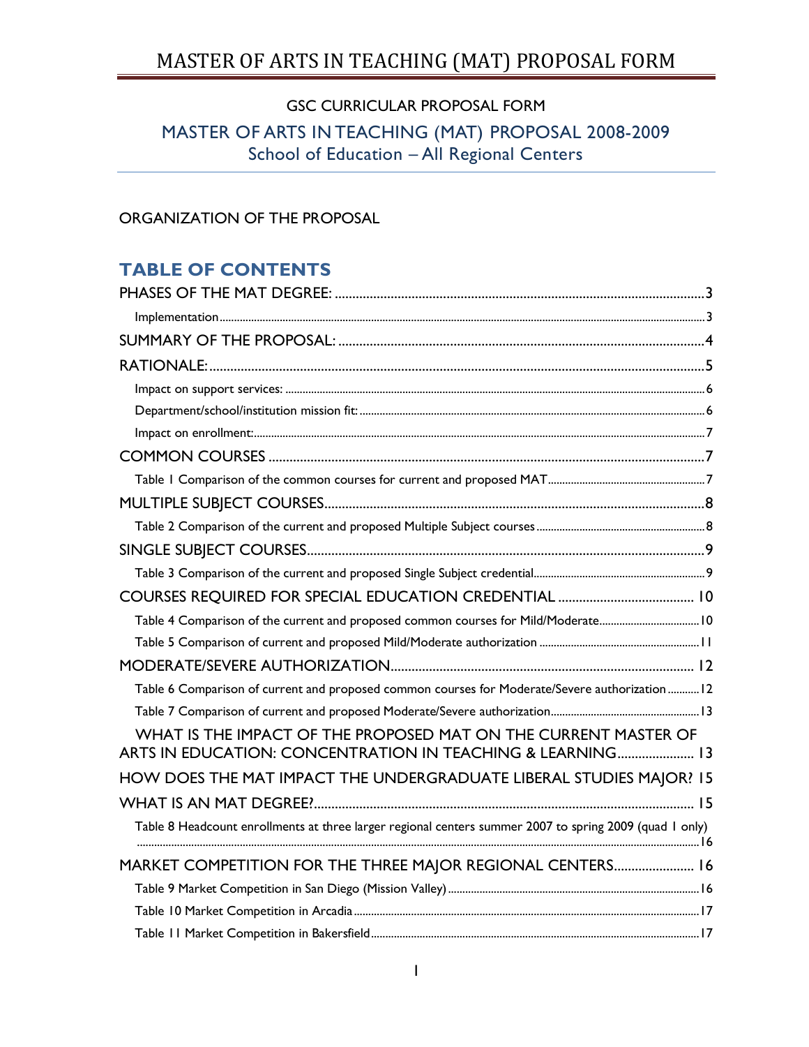# MASTER OF ARTS IN TEACHING (MAT) PROPOSAL FORM

GSC CURRICULAR PROPOSAL FORM

## MASTER OF ARTS IN TEACHING (MAT) PROPOSAL 2008-2009

School of Education – All Regional Centers

ORGANIZATION OF THE PROPOSAL

## TABLE OF CONTENTS

PHASES OF THE MAT DEGREE: ........ 3
- Implementation ........ 3

SUMMARY OF THE PROPOSAL: ........ 4

RATIONALE: ........ 5
- Impact on support services: ........ 6
- Department/school/institution mission fit: ........ 6
- Impact on enrollment: ........ 7

COMMON COURSES ........ 7
- Table 1 Comparison of the common courses for current and proposed MAT ........ 7

MULTIPLE SUBJECT COURSES ........ 8
- Table 2 Comparison of the current and proposed Multiple Subject courses ........ 8

SINGLE SUBJECT COURSES ........ 9
- Table 3 Comparison of the current and proposed Single Subject credential ........ 9

COURSES REQUIRED FOR SPECIAL EDUCATION CREDENTIAL ........ 10
- Table 4 Comparison of the current and proposed common courses for Mild/Moderate ........ 10
- Table 5 Comparison of current and proposed Mild/Moderate authorization ........ 11

MODERATE/SEVERE AUTHORIZATION ........ 12
- Table 6 Comparison of current and proposed common courses for Moderate/Severe authorization ........ 12
- Table 7 Comparison of current and proposed Moderate/Severe authorization ........ 13

WHAT IS THE IMPACT OF THE PROPOSED MAT ON THE CURRENT MASTER OF ARTS IN EDUCATION: CONCENTRATION IN TEACHING & LEARNING ........ 13

HOW DOES THE MAT IMPACT THE UNDERGRADUATE LIBERAL STUDIES MAJOR? 15

WHAT IS AN MAT DEGREE? ........ 15
- Table 8 Headcount enrollments at three larger regional centers summer 2007 to spring 2009 (quad 1 only) ........ 16

MARKET COMPETITION FOR THE THREE MAJOR REGIONAL CENTERS ........ 16
- Table 9 Market Competition in San Diego (Mission Valley) ........ 16
- Table 10 Market Competition in Arcadia ........ 17
- Table 11 Market Competition in Bakersfield ........ 17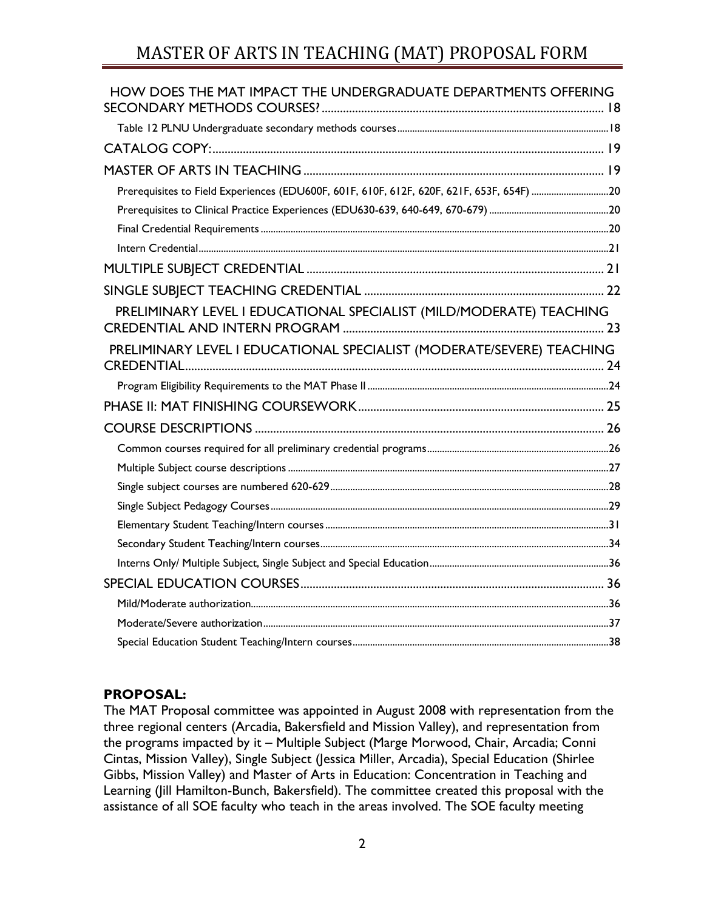HOW DOES THE MAT IMPACT THE UNDERGRADUATE DEPARTMENTS OFFERING SECONDARY METHODS COURSES? ........ 18

- Table 12 PLNU Undergraduate secondary methods courses ........ 18

CATALOG COPY: ........ 19

MASTER OF ARTS IN TEACHING ........ 19

- Prerequisites to Field Experiences (EDU600F, 601F, 610F, 612F, 620F, 621F, 653F, 654F) ........ 20
- Prerequisites to Clinical Practice Experiences (EDU630-639, 640-649, 670-679) ........ 20
- Final Credential Requirements ........ 20
- Intern Credential ........ 21

MULTIPLE SUBJECT CREDENTIAL ........ 21

SINGLE SUBJECT TEACHING CREDENTIAL ........ 22

PRELIMINARY LEVEL I EDUCATIONAL SPECIALIST (MILD/MODERATE) TEACHING CREDENTIAL AND INTERN PROGRAM ........ 23

PRELIMINARY LEVEL I EDUCATIONAL SPECIALIST (MODERATE/SEVERE) TEACHING CREDENTIAL ........ 24

- Program Eligibility Requirements to the MAT Phase II ........ 24

PHASE II: MAT FINISHING COURSEWORK ........ 25

COURSE DESCRIPTIONS ........ 26

- Common courses required for all preliminary credential programs ........ 26
- Multiple Subject course descriptions ........ 27
- Single subject courses are numbered 620-629 ........ 28
- Single Subject Pedagogy Courses ........ 29
- Elementary Student Teaching/Intern courses ........ 31
- Secondary Student Teaching/Intern courses ........ 34
- Interns Only/ Multiple Subject, Single Subject and Special Education ........ 36

SPECIAL EDUCATION COURSES ........ 36

- Mild/Moderate authorization ........ 36
- Moderate/Severe authorization ........ 37
- Special Education Student Teaching/Intern courses ........ 38

**PROPOSAL:**

The MAT Proposal committee was appointed in August 2008 with representation from the three regional centers (Arcadia, Bakersfield and Mission Valley), and representation from the programs impacted by it – Multiple Subject (Marge Morwood, Chair, Arcadia; Conni Cintas, Mission Valley), Single Subject (Jessica Miller, Arcadia), Special Education (Shirlee Gibbs, Mission Valley) and Master of Arts in Education: Concentration in Teaching and Learning (Jill Hamilton-Bunch, Bakersfield). The committee created this proposal with the assistance of all SOE faculty who teach in the areas involved. The SOE faculty meeting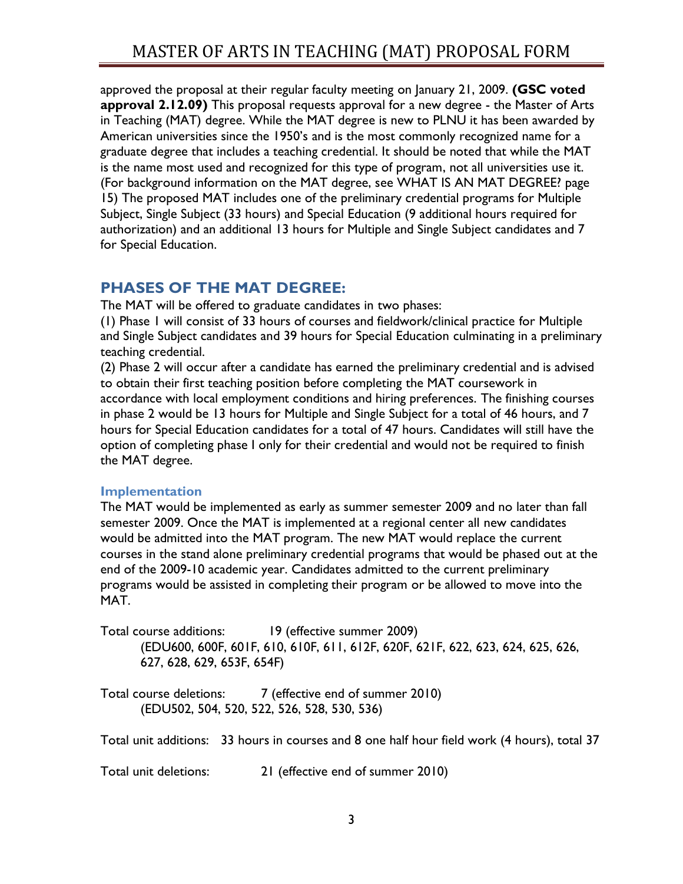approved the proposal at their regular faculty meeting on January 21, 2009. **(GSC voted approval 2.12.09)** This proposal requests approval for a new degree - the Master of Arts in Teaching (MAT) degree. While the MAT degree is new to PLNU it has been awarded by American universities since the 1950's and is the most commonly recognized name for a graduate degree that includes a teaching credential. It should be noted that while the MAT is the name most used and recognized for this type of program, not all universities use it. (For background information on the MAT degree, see WHAT IS AN MAT DEGREE? page 15) The proposed MAT includes one of the preliminary credential programs for Multiple Subject, Single Subject (33 hours) and Special Education (9 additional hours required for authorization) and an additional 13 hours for Multiple and Single Subject candidates and 7 for Special Education.

## PHASES OF THE MAT DEGREE:

The MAT will be offered to graduate candidates in two phases:

(1) Phase 1 will consist of 33 hours of courses and fieldwork/clinical practice for Multiple and Single Subject candidates and 39 hours for Special Education culminating in a preliminary teaching credential.

(2) Phase 2 will occur after a candidate has earned the preliminary credential and is advised to obtain their first teaching position before completing the MAT coursework in accordance with local employment conditions and hiring preferences. The finishing courses in phase 2 would be 13 hours for Multiple and Single Subject for a total of 46 hours, and 7 hours for Special Education candidates for a total of 47 hours. Candidates will still have the option of completing phase I only for their credential and would not be required to finish the MAT degree.

### Implementation

The MAT would be implemented as early as summer semester 2009 and no later than fall semester 2009. Once the MAT is implemented at a regional center all new candidates would be admitted into the MAT program. The new MAT would replace the current courses in the stand alone preliminary credential programs that would be phased out at the end of the 2009-10 academic year. Candidates admitted to the current preliminary programs would be assisted in completing their program or be allowed to move into the MAT.

Total course additions: 19 (effective summer 2009)
(EDU600, 600F, 601F, 610, 610F, 611, 612F, 620F, 621F, 622, 623, 624, 625, 626, 627, 628, 629, 653F, 654F)

Total course deletions: 7 (effective end of summer 2010)
(EDU502, 504, 520, 522, 526, 528, 530, 536)

Total unit additions: 33 hours in courses and 8 one half hour field work (4 hours), total 37

Total unit deletions: 21 (effective end of summer 2010)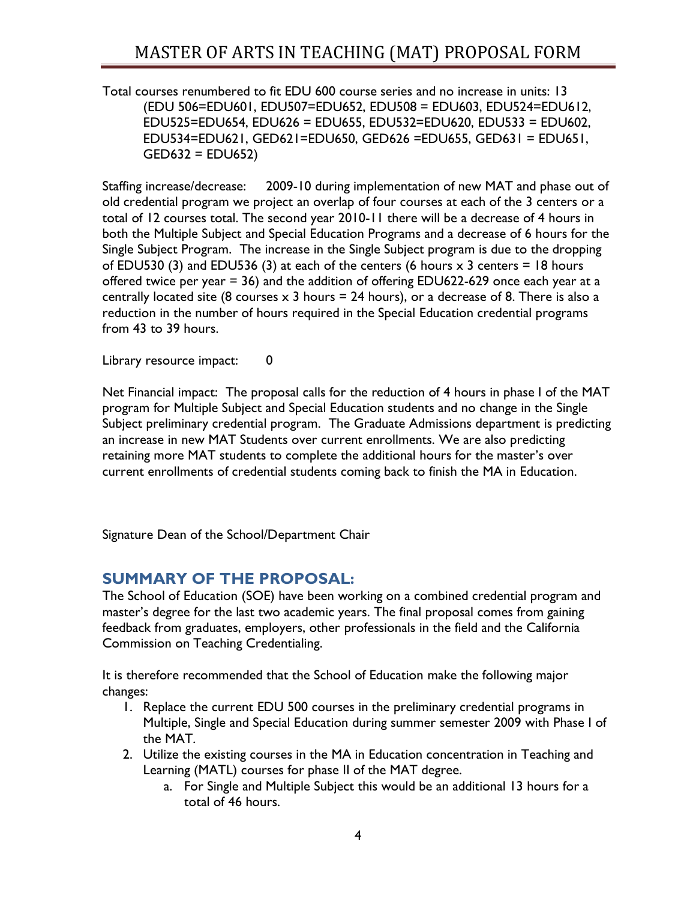Total courses renumbered to fit EDU 600 course series and no increase in units: 13
(EDU 506=EDU601, EDU507=EDU652, EDU508 = EDU603, EDU524=EDU612, EDU525=EDU654, EDU626 = EDU655, EDU532=EDU620, EDU533 = EDU602, EDU534=EDU621, GED621=EDU650, GED626 =EDU655, GED631 = EDU651, GED632 = EDU652)

Staffing increase/decrease: 2009-10 during implementation of new MAT and phase out of old credential program we project an overlap of four courses at each of the 3 centers or a total of 12 courses total. The second year 2010-11 there will be a decrease of 4 hours in both the Multiple Subject and Special Education Programs and a decrease of 6 hours for the Single Subject Program. The increase in the Single Subject program is due to the dropping of EDU530 (3) and EDU536 (3) at each of the centers (6 hours x 3 centers = 18 hours offered twice per year = 36) and the addition of offering EDU622-629 once each year at a centrally located site (8 courses x 3 hours = 24 hours), or a decrease of 8. There is also a reduction in the number of hours required in the Special Education credential programs from 43 to 39 hours.

Library resource impact: 0

Net Financial impact: The proposal calls for the reduction of 4 hours in phase I of the MAT program for Multiple Subject and Special Education students and no change in the Single Subject preliminary credential program. The Graduate Admissions department is predicting an increase in new MAT Students over current enrollments. We are also predicting retaining more MAT students to complete the additional hours for the master's over current enrollments of credential students coming back to finish the MA in Education.

Signature Dean of the School/Department Chair

## SUMMARY OF THE PROPOSAL:

The School of Education (SOE) have been working on a combined credential program and master's degree for the last two academic years. The final proposal comes from gaining feedback from graduates, employers, other professionals in the field and the California Commission on Teaching Credentialing.

It is therefore recommended that the School of Education make the following major changes:

1. Replace the current EDU 500 courses in the preliminary credential programs in Multiple, Single and Special Education during summer semester 2009 with Phase I of the MAT.
2. Utilize the existing courses in the MA in Education concentration in Teaching and Learning (MATL) courses for phase II of the MAT degree.
    a. For Single and Multiple Subject this would be an additional 13 hours for a total of 46 hours.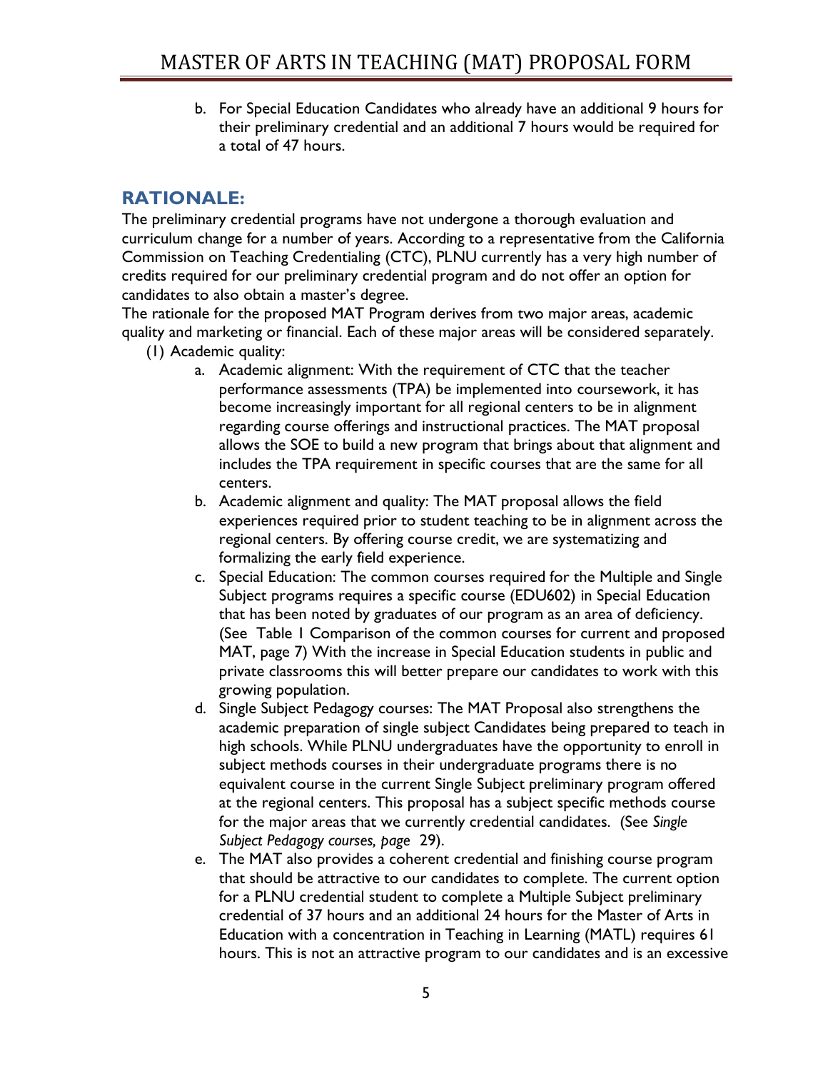b. For Special Education Candidates who already have an additional 9 hours for their preliminary credential and an additional 7 hours would be required for a total of 47 hours.

## RATIONALE:

The preliminary credential programs have not undergone a thorough evaluation and curriculum change for a number of years. According to a representative from the California Commission on Teaching Credentialing (CTC), PLNU currently has a very high number of credits required for our preliminary credential program and do not offer an option for candidates to also obtain a master's degree.

The rationale for the proposed MAT Program derives from two major areas, academic quality and marketing or financial. Each of these major areas will be considered separately.

(1) Academic quality:

a. Academic alignment: With the requirement of CTC that the teacher performance assessments (TPA) be implemented into coursework, it has become increasingly important for all regional centers to be in alignment regarding course offerings and instructional practices. The MAT proposal allows the SOE to build a new program that brings about that alignment and includes the TPA requirement in specific courses that are the same for all centers.

b. Academic alignment and quality: The MAT proposal allows the field experiences required prior to student teaching to be in alignment across the regional centers. By offering course credit, we are systematizing and formalizing the early field experience.

c. Special Education: The common courses required for the Multiple and Single Subject programs requires a specific course (EDU602) in Special Education that has been noted by graduates of our program as an area of deficiency. (See Table 1 Comparison of the common courses for current and proposed MAT, page 7) With the increase in Special Education students in public and private classrooms this will better prepare our candidates to work with this growing population.

d. Single Subject Pedagogy courses: The MAT Proposal also strengthens the academic preparation of single subject Candidates being prepared to teach in high schools. While PLNU undergraduates have the opportunity to enroll in subject methods courses in their undergraduate programs there is no equivalent course in the current Single Subject preliminary program offered at the regional centers. This proposal has a subject specific methods course for the major areas that we currently credential candidates. (See *Single Subject Pedagogy courses, page* 29).

e. The MAT also provides a coherent credential and finishing course program that should be attractive to our candidates to complete. The current option for a PLNU credential student to complete a Multiple Subject preliminary credential of 37 hours and an additional 24 hours for the Master of Arts in Education with a concentration in Teaching in Learning (MATL) requires 61 hours. This is not an attractive program to our candidates and is an excessive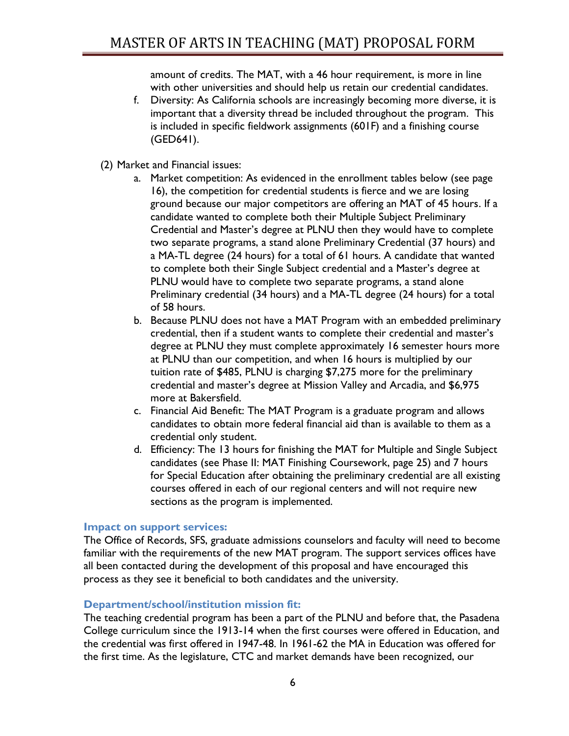amount of credits. The MAT, with a 46 hour requirement, is more in line with other universities and should help us retain our credential candidates.

f. Diversity: As California schools are increasingly becoming more diverse, it is important that a diversity thread be included throughout the program. This is included in specific fieldwork assignments (601F) and a finishing course (GED641).

(2) Market and Financial issues:

a. Market competition: As evidenced in the enrollment tables below (see page 16), the competition for credential students is fierce and we are losing ground because our major competitors are offering an MAT of 45 hours. If a candidate wanted to complete both their Multiple Subject Preliminary Credential and Master's degree at PLNU then they would have to complete two separate programs, a stand alone Preliminary Credential (37 hours) and a MA-TL degree (24 hours) for a total of 61 hours. A candidate that wanted to complete both their Single Subject credential and a Master's degree at PLNU would have to complete two separate programs, a stand alone Preliminary credential (34 hours) and a MA-TL degree (24 hours) for a total of 58 hours.

b. Because PLNU does not have a MAT Program with an embedded preliminary credential, then if a student wants to complete their credential and master's degree at PLNU they must complete approximately 16 semester hours more at PLNU than our competition, and when 16 hours is multiplied by our tuition rate of $485, PLNU is charging $7,275 more for the preliminary credential and master's degree at Mission Valley and Arcadia, and $6,975 more at Bakersfield.

c. Financial Aid Benefit: The MAT Program is a graduate program and allows candidates to obtain more federal financial aid than is available to them as a credential only student.

d. Efficiency: The 13 hours for finishing the MAT for Multiple and Single Subject candidates (see Phase II: MAT Finishing Coursework, page 25) and 7 hours for Special Education after obtaining the preliminary credential are all existing courses offered in each of our regional centers and will not require new sections as the program is implemented.

### Impact on support services:

The Office of Records, SFS, graduate admissions counselors and faculty will need to become familiar with the requirements of the new MAT program. The support services offices have all been contacted during the development of this proposal and have encouraged this process as they see it beneficial to both candidates and the university.

### Department/school/institution mission fit:

The teaching credential program has been a part of the PLNU and before that, the Pasadena College curriculum since the 1913-14 when the first courses were offered in Education, and the credential was first offered in 1947-48. In 1961-62 the MA in Education was offered for the first time. As the legislature, CTC and market demands have been recognized, our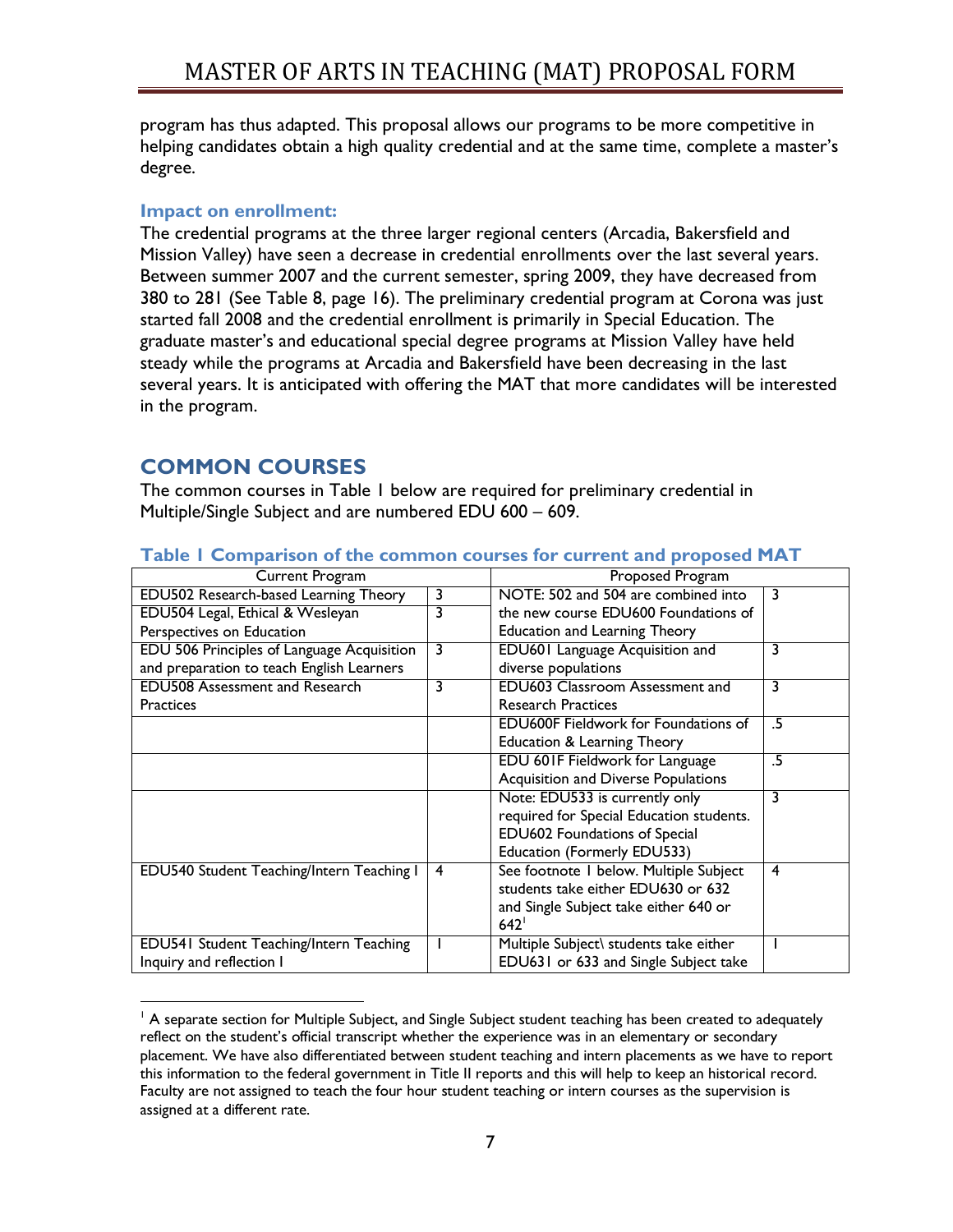program has thus adapted. This proposal allows our programs to be more competitive in helping candidates obtain a high quality credential and at the same time, complete a master's degree.

### Impact on enrollment:

The credential programs at the three larger regional centers (Arcadia, Bakersfield and Mission Valley) have seen a decrease in credential enrollments over the last several years. Between summer 2007 and the current semester, spring 2009, they have decreased from 380 to 281 (See Table 8, page 16). The preliminary credential program at Corona was just started fall 2008 and the credential enrollment is primarily in Special Education. The graduate master's and educational special degree programs at Mission Valley have held steady while the programs at Arcadia and Bakersfield have been decreasing in the last several years. It is anticipated with offering the MAT that more candidates will be interested in the program.

## COMMON COURSES

The common courses in Table 1 below are required for preliminary credential in Multiple/Single Subject and are numbered EDU 600 – 609.

### Table 1 Comparison of the common courses for current and proposed MAT

| Current Program | | Proposed Program | |
|---|---|---|---|
| EDU502 Research-based Learning Theory | 3 | NOTE: 502 and 504 are combined into the new course EDU600 Foundations of Education and Learning Theory | 3 |
| EDU504 Legal, Ethical & Wesleyan Perspectives on Education | 3 | | |
| EDU 506 Principles of Language Acquisition and preparation to teach English Learners | 3 | EDU601 Language Acquisition and diverse populations | 3 |
| EDU508 Assessment and Research Practices | 3 | EDU603 Classroom Assessment and Research Practices | 3 |
| | | EDU600F Fieldwork for Foundations of Education & Learning Theory | .5 |
| | | EDU 601F Fieldwork for Language Acquisition and Diverse Populations | .5 |
| | | Note: EDU533 is currently only required for Special Education students. EDU602 Foundations of Special Education (Formerly EDU533) | 3 |
| EDU540 Student Teaching/Intern Teaching I | 4 | See footnote 1 below. Multiple Subject students take either EDU630 or 632 and Single Subject take either 640 or 642[1] | 4 |
| EDU541 Student Teaching/Intern Teaching Inquiry and reflection I | 1 | Multiple Subject\ students take either EDU631 or 633 and Single Subject take | 1 |

[1] A separate section for Multiple Subject, and Single Subject student teaching has been created to adequately reflect on the student's official transcript whether the experience was in an elementary or secondary placement. We have also differentiated between student teaching and intern placements as we have to report this information to the federal government in Title II reports and this will help to keep an historical record. Faculty are not assigned to teach the four hour student teaching or intern courses as the supervision is assigned at a different rate.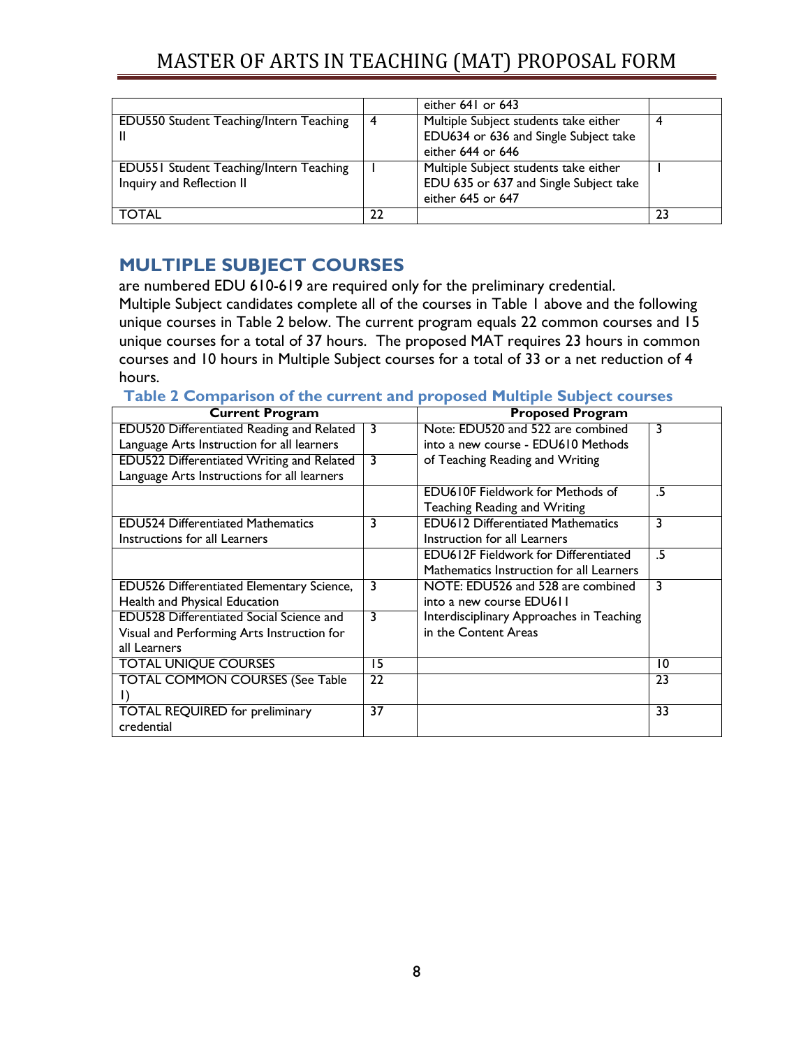| | | either 641 or 643 | |
|---|---|---|---|
| EDU550 Student Teaching/Intern Teaching II | 4 | Multiple Subject students take either EDU634 or 636 and Single Subject take either 644 or 646 | 4 |
| EDU551 Student Teaching/Intern Teaching Inquiry and Reflection II | 1 | Multiple Subject students take either EDU 635 or 637 and Single Subject take either 645 or 647 | 1 |
| TOTAL | 22 | | 23 |

## MULTIPLE SUBJECT COURSES

are numbered EDU 610-619 are required only for the preliminary credential. Multiple Subject candidates complete all of the courses in Table 1 above and the following unique courses in Table 2 below. The current program equals 22 common courses and 15 unique courses for a total of 37 hours. The proposed MAT requires 23 hours in common courses and 10 hours in Multiple Subject courses for a total of 33 or a net reduction of 4 hours.

**Table 2 Comparison of the current and proposed Multiple Subject courses**

| Current Program | | Proposed Program | |
|---|---|---|---|
| EDU520 Differentiated Reading and Related Language Arts Instruction for all learners | 3 | Note: EDU520 and 522 are combined into a new course - EDU610 Methods of Teaching Reading and Writing | 3 |
| EDU522 Differentiated Writing and Related Language Arts Instructions for all learners | 3 | | |
| | | EDU610F Fieldwork for Methods of Teaching Reading and Writing | .5 |
| EDU524 Differentiated Mathematics Instructions for all Learners | 3 | EDU612 Differentiated Mathematics Instruction for all Learners | 3 |
| | | EDU612F Fieldwork for Differentiated Mathematics Instruction for all Learners | .5 |
| EDU526 Differentiated Elementary Science, Health and Physical Education | 3 | NOTE: EDU526 and 528 are combined into a new course EDU611 Interdisciplinary Approaches in Teaching in the Content Areas | 3 |
| EDU528 Differentiated Social Science and Visual and Performing Arts Instruction for all Learners | 3 | | |
| TOTAL UNIQUE COURSES | 15 | | 10 |
| TOTAL COMMON COURSES (See Table 1) | 22 | | 23 |
| TOTAL REQUIRED for preliminary credential | 37 | | 33 |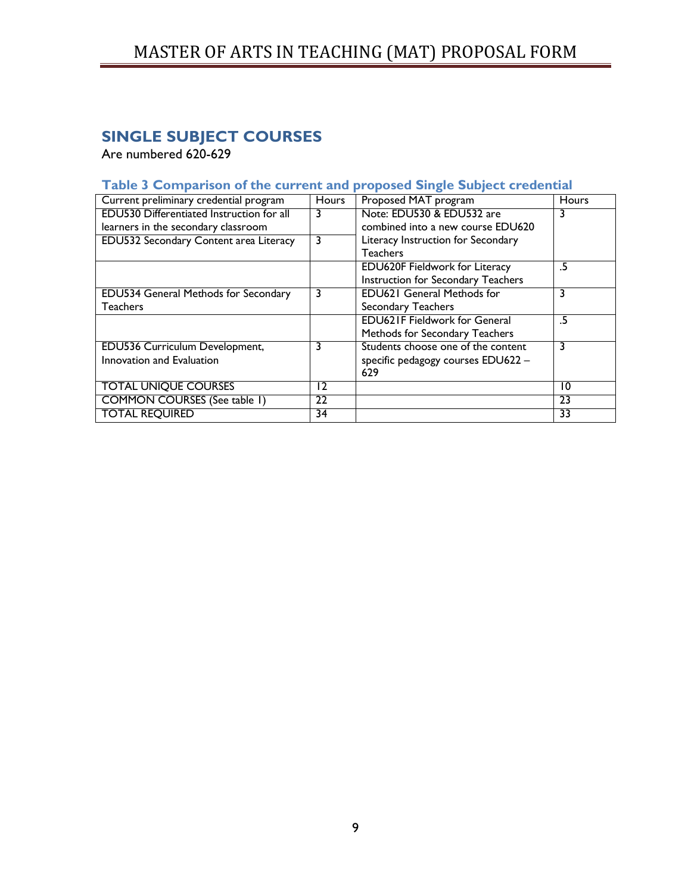## SINGLE SUBJECT COURSES

Are numbered 620-629

### Table 3 Comparison of the current and proposed Single Subject credential

| Current preliminary credential program | Hours | Proposed MAT program | Hours |
|---|---|---|---|
| EDU530 Differentiated Instruction for all learners in the secondary classroom | 3 | Note: EDU530 & EDU532 are combined into a new course EDU620 Literacy Instruction for Secondary Teachers | 3 |
| EDU532 Secondary Content area Literacy | 3 | | |
| | | EDU620F Fieldwork for Literacy Instruction for Secondary Teachers | .5 |
| EDU534 General Methods for Secondary Teachers | 3 | EDU621 General Methods for Secondary Teachers | 3 |
| | | EDU621F Fieldwork for General Methods for Secondary Teachers | .5 |
| EDU536 Curriculum Development, Innovation and Evaluation | 3 | Students choose one of the content specific pedagogy courses EDU622 – 629 | 3 |
| TOTAL UNIQUE COURSES | 12 | | 10 |
| COMMON COURSES (See table 1) | 22 | | 23 |
| TOTAL REQUIRED | 34 | | 33 |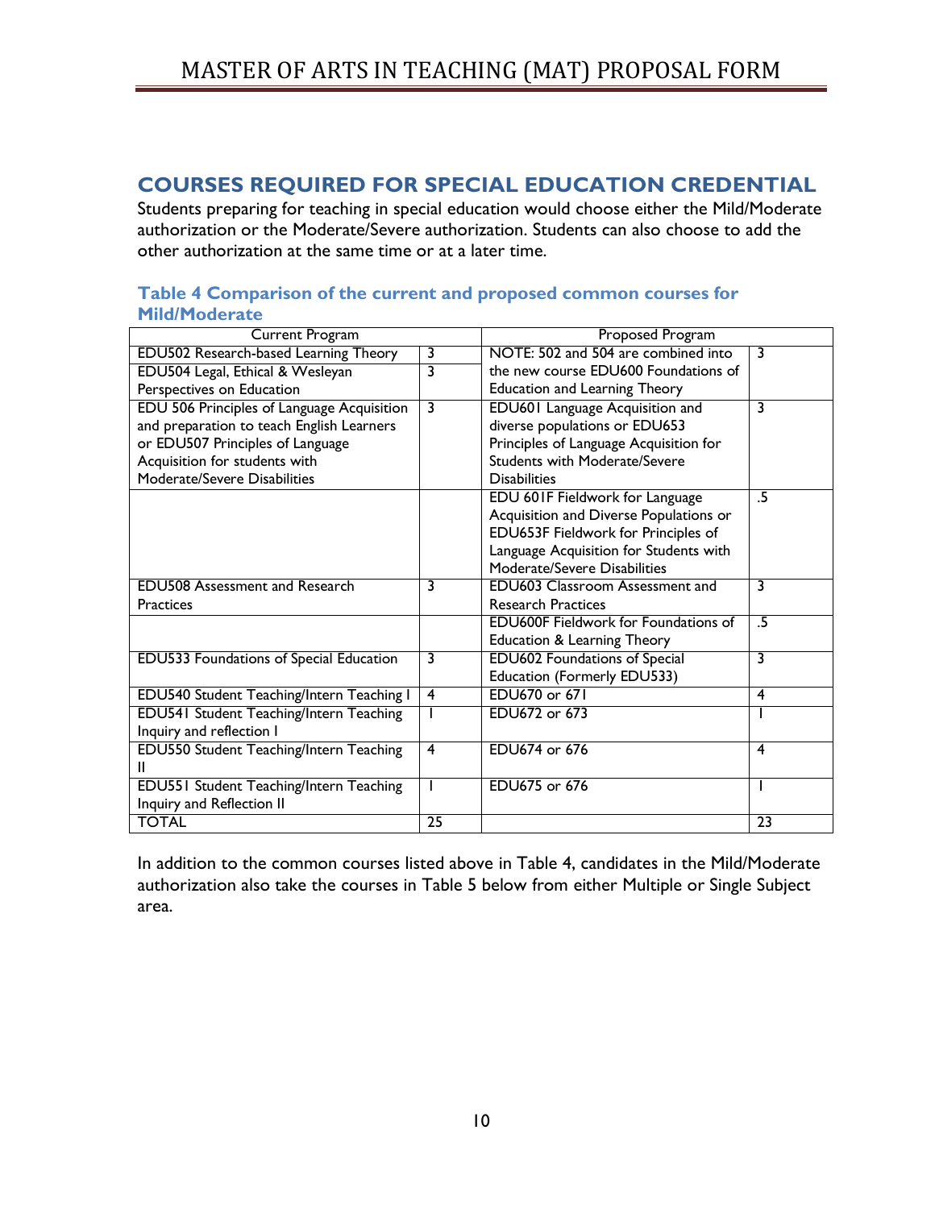## COURSES REQUIRED FOR SPECIAL EDUCATION CREDENTIAL

Students preparing for teaching in special education would choose either the Mild/Moderate authorization or the Moderate/Severe authorization. Students can also choose to add the other authorization at the same time or at a later time.

### Table 4 Comparison of the current and proposed common courses for Mild/Moderate

| Current Program | | Proposed Program | |
|---|---|---|---|
| EDU502 Research-based Learning Theory | 3 | NOTE: 502 and 504 are combined into the new course EDU600 Foundations of Education and Learning Theory | 3 |
| EDU504 Legal, Ethical & Wesleyan Perspectives on Education | 3 | | |
| EDU 506 Principles of Language Acquisition and preparation to teach English Learners or EDU507 Principles of Language Acquisition for students with Moderate/Severe Disabilities | 3 | EDU601 Language Acquisition and diverse populations or EDU653 Principles of Language Acquisition for Students with Moderate/Severe Disabilities | 3 |
| | | EDU 601F Fieldwork for Language Acquisition and Diverse Populations or EDU653F Fieldwork for Principles of Language Acquisition for Students with Moderate/Severe Disabilities | .5 |
| EDU508 Assessment and Research Practices | 3 | EDU603 Classroom Assessment and Research Practices | 3 |
| | | EDU600F Fieldwork for Foundations of Education & Learning Theory | .5 |
| EDU533 Foundations of Special Education | 3 | EDU602 Foundations of Special Education (Formerly EDU533) | 3 |
| EDU540 Student Teaching/Intern Teaching I | 4 | EDU670 or 671 | 4 |
| EDU541 Student Teaching/Intern Teaching Inquiry and reflection I | 1 | EDU672 or 673 | 1 |
| EDU550 Student Teaching/Intern Teaching II | 4 | EDU674 or 676 | 4 |
| EDU551 Student Teaching/Intern Teaching Inquiry and Reflection II | 1 | EDU675 or 676 | 1 |
| TOTAL | 25 | | 23 |

In addition to the common courses listed above in Table 4, candidates in the Mild/Moderate authorization also take the courses in Table 5 below from either Multiple or Single Subject area.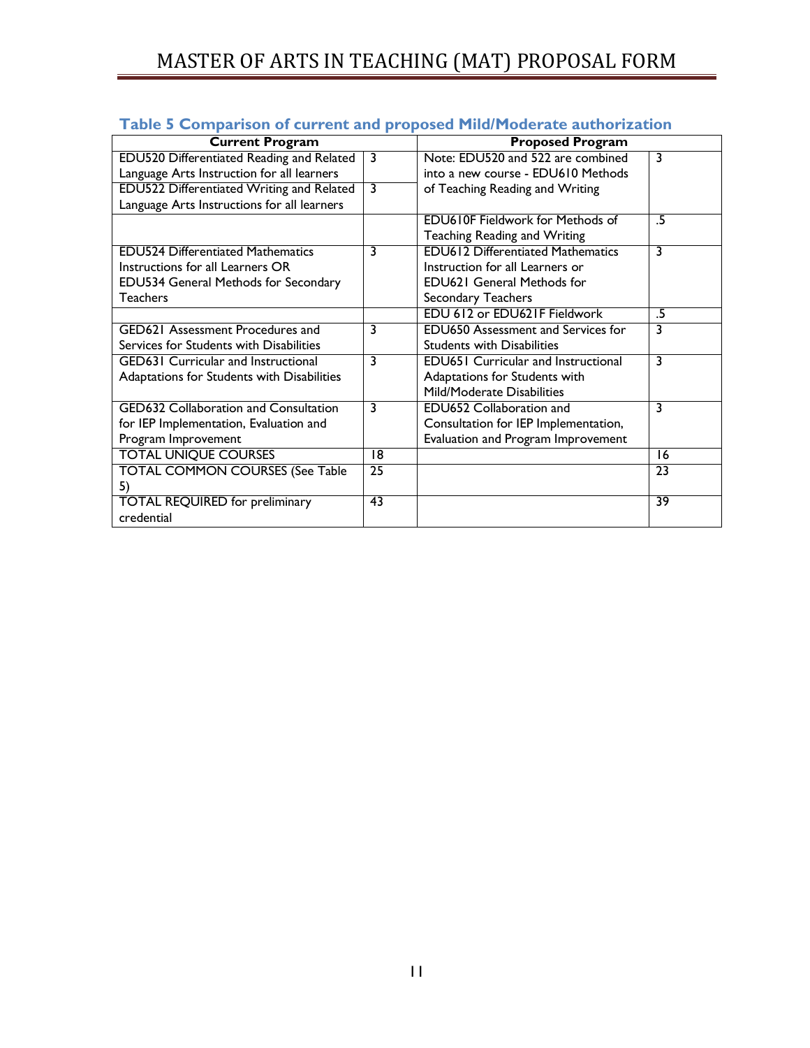### Table 5 Comparison of current and proposed Mild/Moderate authorization

| Current Program | | Proposed Program | |
|---|---|---|---|
| EDU520 Differentiated Reading and Related Language Arts Instruction for all learners | 3 | Note: EDU520 and 522 are combined into a new course - EDU610 Methods of Teaching Reading and Writing | 3 |
| EDU522 Differentiated Writing and Related Language Arts Instructions for all learners | 3 | | |
| | | EDU610F Fieldwork for Methods of Teaching Reading and Writing | .5 |
| EDU524 Differentiated Mathematics Instructions for all Learners OR EDU534 General Methods for Secondary Teachers | 3 | EDU612 Differentiated Mathematics Instruction for all Learners or EDU621 General Methods for Secondary Teachers | 3 |
| | | EDU 612 or EDU621F Fieldwork | .5 |
| GED621 Assessment Procedures and Services for Students with Disabilities | 3 | EDU650 Assessment and Services for Students with Disabilities | 3 |
| GED631 Curricular and Instructional Adaptations for Students with Disabilities | 3 | EDU651 Curricular and Instructional Adaptations for Students with Mild/Moderate Disabilities | 3 |
| GED632 Collaboration and Consultation for IEP Implementation, Evaluation and Program Improvement | 3 | EDU652 Collaboration and Consultation for IEP Implementation, Evaluation and Program Improvement | 3 |
| TOTAL UNIQUE COURSES | 18 | | 16 |
| TOTAL COMMON COURSES (See Table 5) | 25 | | 23 |
| TOTAL REQUIRED for preliminary credential | 43 | | 39 |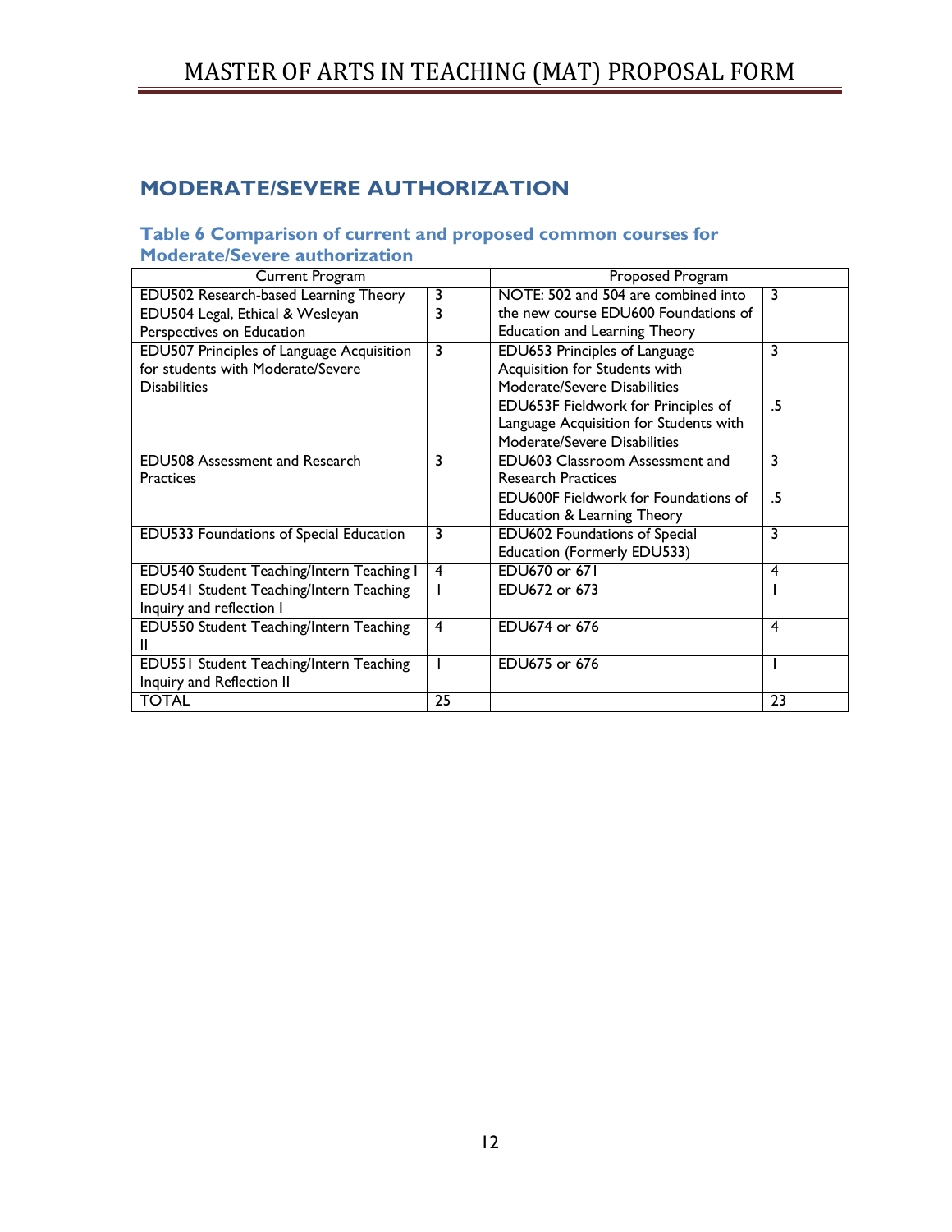## MODERATE/SEVERE AUTHORIZATION

### Table 6 Comparison of current and proposed common courses for Moderate/Severe authorization

| Current Program | | Proposed Program | |
|---|---|---|---|
| EDU502 Research-based Learning Theory | 3 | NOTE: 502 and 504 are combined into the new course EDU600 Foundations of Education and Learning Theory | 3 |
| EDU504 Legal, Ethical & Wesleyan Perspectives on Education | 3 | | |
| EDU507 Principles of Language Acquisition for students with Moderate/Severe Disabilities | 3 | EDU653 Principles of Language Acquisition for Students with Moderate/Severe Disabilities | 3 |
| | | EDU653F Fieldwork for Principles of Language Acquisition for Students with Moderate/Severe Disabilities | .5 |
| EDU508 Assessment and Research Practices | 3 | EDU603 Classroom Assessment and Research Practices | 3 |
| | | EDU600F Fieldwork for Foundations of Education & Learning Theory | .5 |
| EDU533 Foundations of Special Education | 3 | EDU602 Foundations of Special Education (Formerly EDU533) | 3 |
| EDU540 Student Teaching/Intern Teaching I | 4 | EDU670 or 671 | 4 |
| EDU541 Student Teaching/Intern Teaching Inquiry and reflection I | 1 | EDU672 or 673 | 1 |
| EDU550 Student Teaching/Intern Teaching II | 4 | EDU674 or 676 | 4 |
| EDU551 Student Teaching/Intern Teaching Inquiry and Reflection II | 1 | EDU675 or 676 | 1 |
| TOTAL | 25 | | 23 |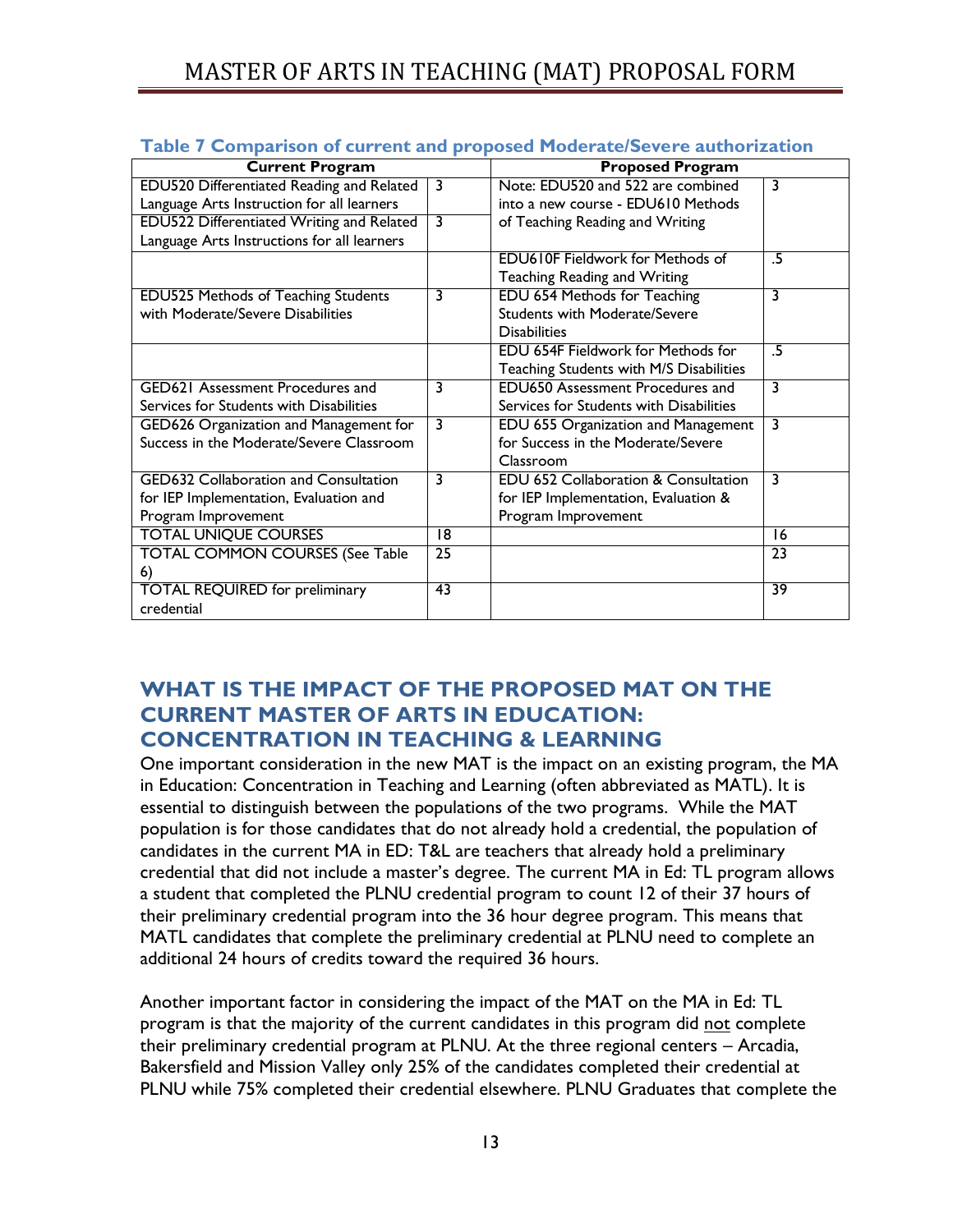**Table 7 Comparison of current and proposed Moderate/Severe authorization**

| Current Program | | Proposed Program | |
|---|---|---|---|
| EDU520 Differentiated Reading and Related Language Arts Instruction for all learners | 3 | Note: EDU520 and 522 are combined into a new course - EDU610 Methods of Teaching Reading and Writing | 3 |
| EDU522 Differentiated Writing and Related Language Arts Instructions for all learners | 3 | | |
| | | EDU610F Fieldwork for Methods of Teaching Reading and Writing | .5 |
| EDU525 Methods of Teaching Students with Moderate/Severe Disabilities | 3 | EDU 654 Methods for Teaching Students with Moderate/Severe Disabilities | 3 |
| | | EDU 654F Fieldwork for Methods for Teaching Students with M/S Disabilities | .5 |
| GED621 Assessment Procedures and Services for Students with Disabilities | 3 | EDU650 Assessment Procedures and Services for Students with Disabilities | 3 |
| GED626 Organization and Management for Success in the Moderate/Severe Classroom | 3 | EDU 655 Organization and Management for Success in the Moderate/Severe Classroom | 3 |
| GED632 Collaboration and Consultation for IEP Implementation, Evaluation and Program Improvement | 3 | EDU 652 Collaboration & Consultation for IEP Implementation, Evaluation & Program Improvement | 3 |
| TOTAL UNIQUE COURSES | 18 | | 16 |
| TOTAL COMMON COURSES (See Table 6) | 25 | | 23 |
| TOTAL REQUIRED for preliminary credential | 43 | | 39 |

## WHAT IS THE IMPACT OF THE PROPOSED MAT ON THE CURRENT MASTER OF ARTS IN EDUCATION: CONCENTRATION IN TEACHING & LEARNING

One important consideration in the new MAT is the impact on an existing program, the MA in Education: Concentration in Teaching and Learning (often abbreviated as MATL). It is essential to distinguish between the populations of the two programs. While the MAT population is for those candidates that do not already hold a credential, the population of candidates in the current MA in ED: T&L are teachers that already hold a preliminary credential that did not include a master's degree. The current MA in Ed: TL program allows a student that completed the PLNU credential program to count 12 of their 37 hours of their preliminary credential program into the 36 hour degree program. This means that MATL candidates that complete the preliminary credential at PLNU need to complete an additional 24 hours of credits toward the required 36 hours.

Another important factor in considering the impact of the MAT on the MA in Ed: TL program is that the majority of the current candidates in this program did not complete their preliminary credential program at PLNU. At the three regional centers – Arcadia, Bakersfield and Mission Valley only 25% of the candidates completed their credential at PLNU while 75% completed their credential elsewhere. PLNU Graduates that complete the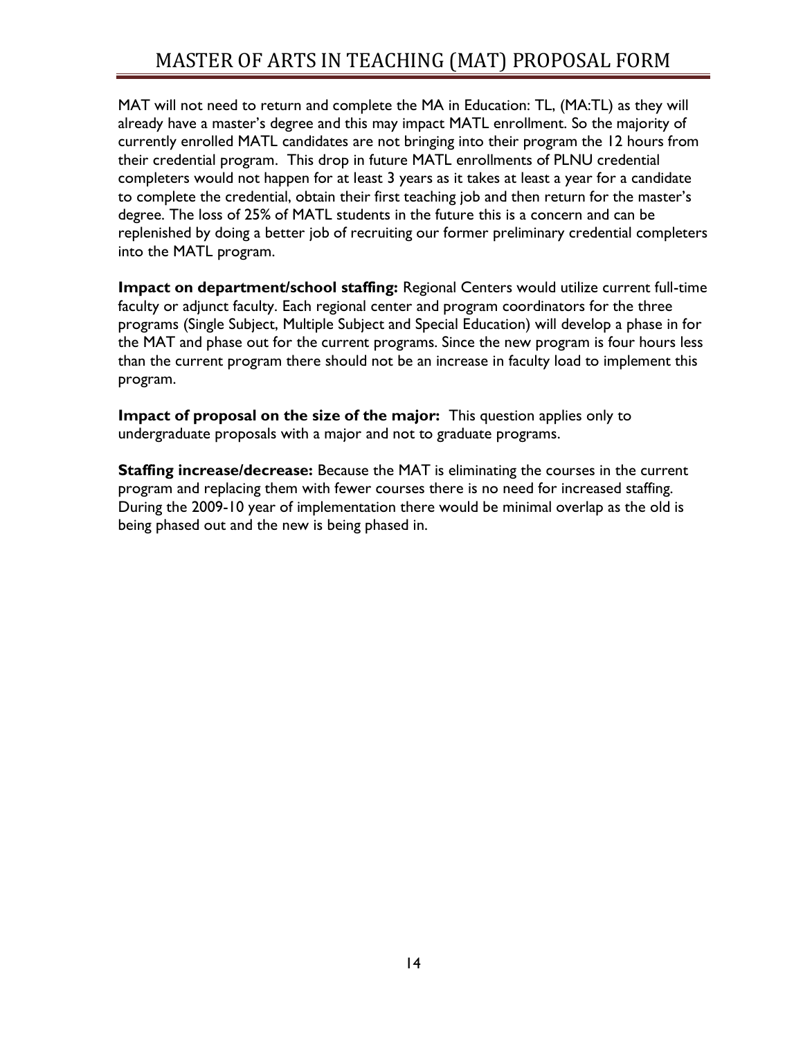MAT will not need to return and complete the MA in Education: TL, (MA:TL) as they will already have a master's degree and this may impact MATL enrollment. So the majority of currently enrolled MATL candidates are not bringing into their program the 12 hours from their credential program. This drop in future MATL enrollments of PLNU credential completers would not happen for at least 3 years as it takes at least a year for a candidate to complete the credential, obtain their first teaching job and then return for the master's degree. The loss of 25% of MATL students in the future this is a concern and can be replenished by doing a better job of recruiting our former preliminary credential completers into the MATL program.

**Impact on department/school staffing:** Regional Centers would utilize current full-time faculty or adjunct faculty. Each regional center and program coordinators for the three programs (Single Subject, Multiple Subject and Special Education) will develop a phase in for the MAT and phase out for the current programs. Since the new program is four hours less than the current program there should not be an increase in faculty load to implement this program.

**Impact of proposal on the size of the major:** This question applies only to undergraduate proposals with a major and not to graduate programs.

**Staffing increase/decrease:** Because the MAT is eliminating the courses in the current program and replacing them with fewer courses there is no need for increased staffing. During the 2009-10 year of implementation there would be minimal overlap as the old is being phased out and the new is being phased in.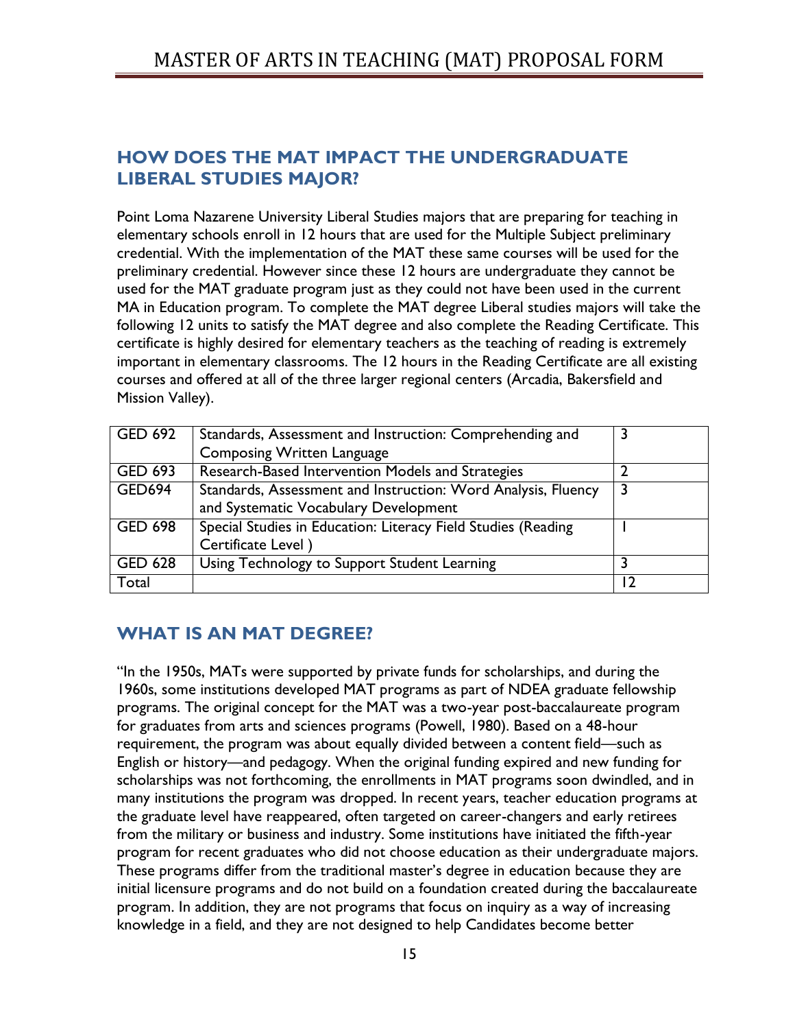## HOW DOES THE MAT IMPACT THE UNDERGRADUATE LIBERAL STUDIES MAJOR?

Point Loma Nazarene University Liberal Studies majors that are preparing for teaching in elementary schools enroll in 12 hours that are used for the Multiple Subject preliminary credential. With the implementation of the MAT these same courses will be used for the preliminary credential. However since these 12 hours are undergraduate they cannot be used for the MAT graduate program just as they could not have been used in the current MA in Education program. To complete the MAT degree Liberal studies majors will take the following 12 units to satisfy the MAT degree and also complete the Reading Certificate. This certificate is highly desired for elementary teachers as the teaching of reading is extremely important in elementary classrooms. The 12 hours in the Reading Certificate are all existing courses and offered at all of the three larger regional centers (Arcadia, Bakersfield and Mission Valley).

| GED 692 | Standards, Assessment and Instruction: Comprehending and Composing Written Language | 3 |
|---|---|---|
| GED 693 | Research-Based Intervention Models and Strategies | 2 |
| GED694 | Standards, Assessment and Instruction: Word Analysis, Fluency and Systematic Vocabulary Development | 3 |
| GED 698 | Special Studies in Education: Literacy Field Studies (Reading Certificate Level ) | 1 |
| GED 628 | Using Technology to Support Student Learning | 3 |
| Total | | 12 |

## WHAT IS AN MAT DEGREE?

"In the 1950s, MATs were supported by private funds for scholarships, and during the 1960s, some institutions developed MAT programs as part of NDEA graduate fellowship programs. The original concept for the MAT was a two-year post-baccalaureate program for graduates from arts and sciences programs (Powell, 1980). Based on a 48-hour requirement, the program was about equally divided between a content field—such as English or history—and pedagogy. When the original funding expired and new funding for scholarships was not forthcoming, the enrollments in MAT programs soon dwindled, and in many institutions the program was dropped. In recent years, teacher education programs at the graduate level have reappeared, often targeted on career-changers and early retirees from the military or business and industry. Some institutions have initiated the fifth-year program for recent graduates who did not choose education as their undergraduate majors. These programs differ from the traditional master's degree in education because they are initial licensure programs and do not build on a foundation created during the baccalaureate program. In addition, they are not programs that focus on inquiry as a way of increasing knowledge in a field, and they are not designed to help Candidates become better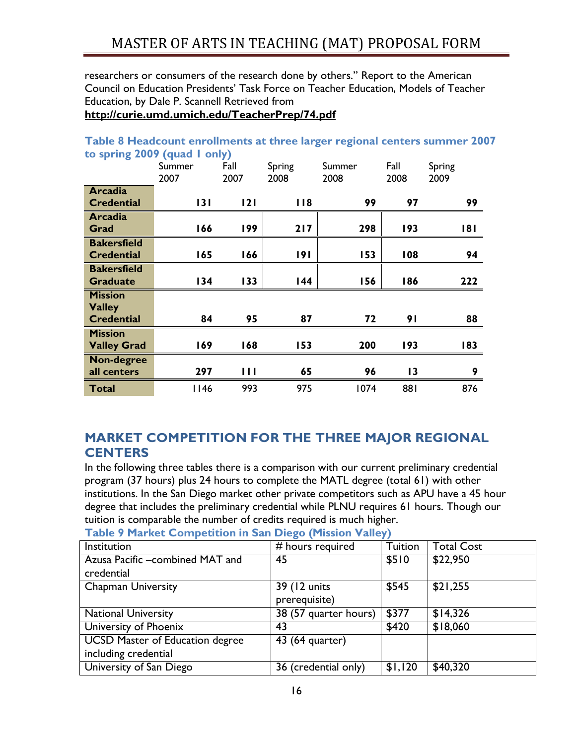researchers or consumers of the research done by others." Report to the American Council on Education Presidents' Task Force on Teacher Education, Models of Teacher Education, by Dale P. Scannell Retrieved from
**http://curie.umd.umich.edu/TeacherPrep/74.pdf**

**Table 8 Headcount enrollments at three larger regional centers summer 2007 to spring 2009 (quad 1 only)**

| | Summer 2007 | Fall 2007 | Spring 2008 | Summer 2008 | Fall 2008 | Spring 2009 |
|---|---|---|---|---|---|---|
| **Arcadia Credential** | **131** | **121** | **118** | **99** | **97** | **99** |
| **Arcadia Grad** | **166** | **199** | **217** | **298** | **193** | **181** |
| **Bakersfield Credential** | **165** | **166** | **191** | **153** | **108** | **94** |
| **Bakersfield Graduate** | **134** | **133** | **144** | **156** | **186** | **222** |
| **Mission Valley Credential** | **84** | **95** | **87** | **72** | **91** | **88** |
| **Mission Valley Grad** | **169** | **168** | **153** | **200** | **193** | **183** |
| **Non-degree all centers** | **297** | **111** | **65** | **96** | **13** | **9** |
| **Total** | 1146 | 993 | 975 | 1074 | 881 | 876 |

## MARKET COMPETITION FOR THE THREE MAJOR REGIONAL CENTERS

In the following three tables there is a comparison with our current preliminary credential program (37 hours) plus 24 hours to complete the MATL degree (total 61) with other institutions. In the San Diego market other private competitors such as APU have a 45 hour degree that includes the preliminary credential while PLNU requires 61 hours. Though our tuition is comparable the number of credits required is much higher.

**Table 9 Market Competition in San Diego (Mission Valley)**

| Institution | # hours required | Tuition | Total Cost |
|---|---|---|---|
| Azusa Pacific –combined MAT and credential | 45 | $510 | $22,950 |
| Chapman University | 39 (12 units prerequisite) | $545 | $21,255 |
| National University | 38 (57 quarter hours) | $377 | $14,326 |
| University of Phoenix | 43 | $420 | $18,060 |
| UCSD Master of Education degree including credential | 43 (64 quarter) | | |
| University of San Diego | 36 (credential only) | $1,120 | $40,320 |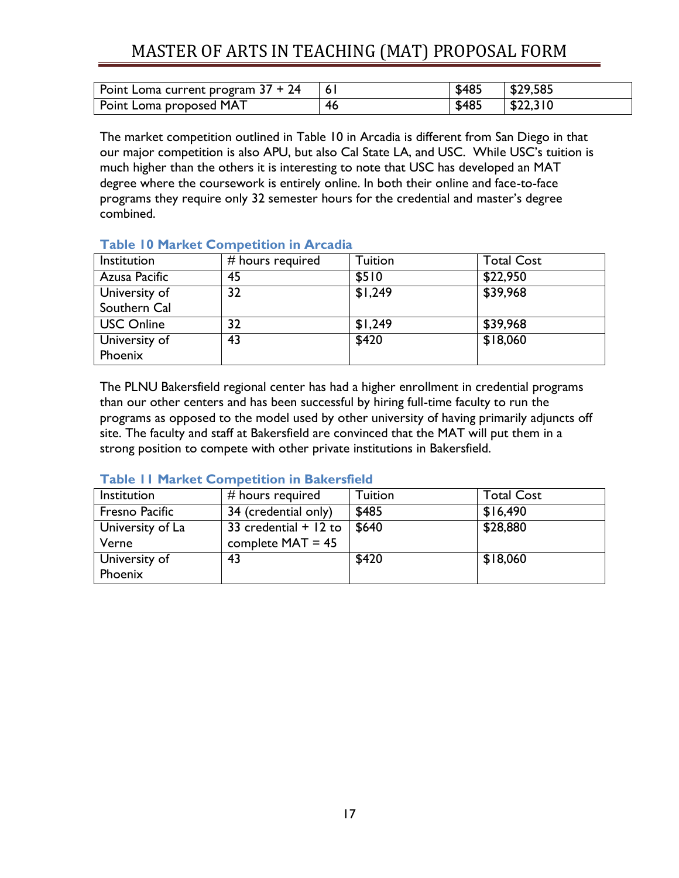| | | | |
|---|---|---|---|
| Point Loma current program 37 + 24 | 61 | $485 | $29,585 |
| Point Loma proposed MAT | 46 | $485 | $22,310 |

The market competition outlined in Table 10 in Arcadia is different from San Diego in that our major competition is also APU, but also Cal State LA, and USC. While USC's tuition is much higher than the others it is interesting to note that USC has developed an MAT degree where the coursework is entirely online. In both their online and face-to-face programs they require only 32 semester hours for the credential and master's degree combined.

**Table 10 Market Competition in Arcadia**

| Institution | # hours required | Tuition | Total Cost |
|---|---|---|---|
| Azusa Pacific | 45 | $510 | $22,950 |
| University of Southern Cal | 32 | $1,249 | $39,968 |
| USC Online | 32 | $1,249 | $39,968 |
| University of Phoenix | 43 | $420 | $18,060 |

The PLNU Bakersfield regional center has had a higher enrollment in credential programs than our other centers and has been successful by hiring full-time faculty to run the programs as opposed to the model used by other university of having primarily adjuncts off site. The faculty and staff at Bakersfield are convinced that the MAT will put them in a strong position to compete with other private institutions in Bakersfield.

**Table 11 Market Competition in Bakersfield**

| Institution | # hours required | Tuition | Total Cost |
|---|---|---|---|
| Fresno Pacific | 34 (credential only) | $485 | $16,490 |
| University of La Verne | 33 credential + 12 to complete MAT = 45 | $640 | $28,880 |
| University of Phoenix | 43 | $420 | $18,060 |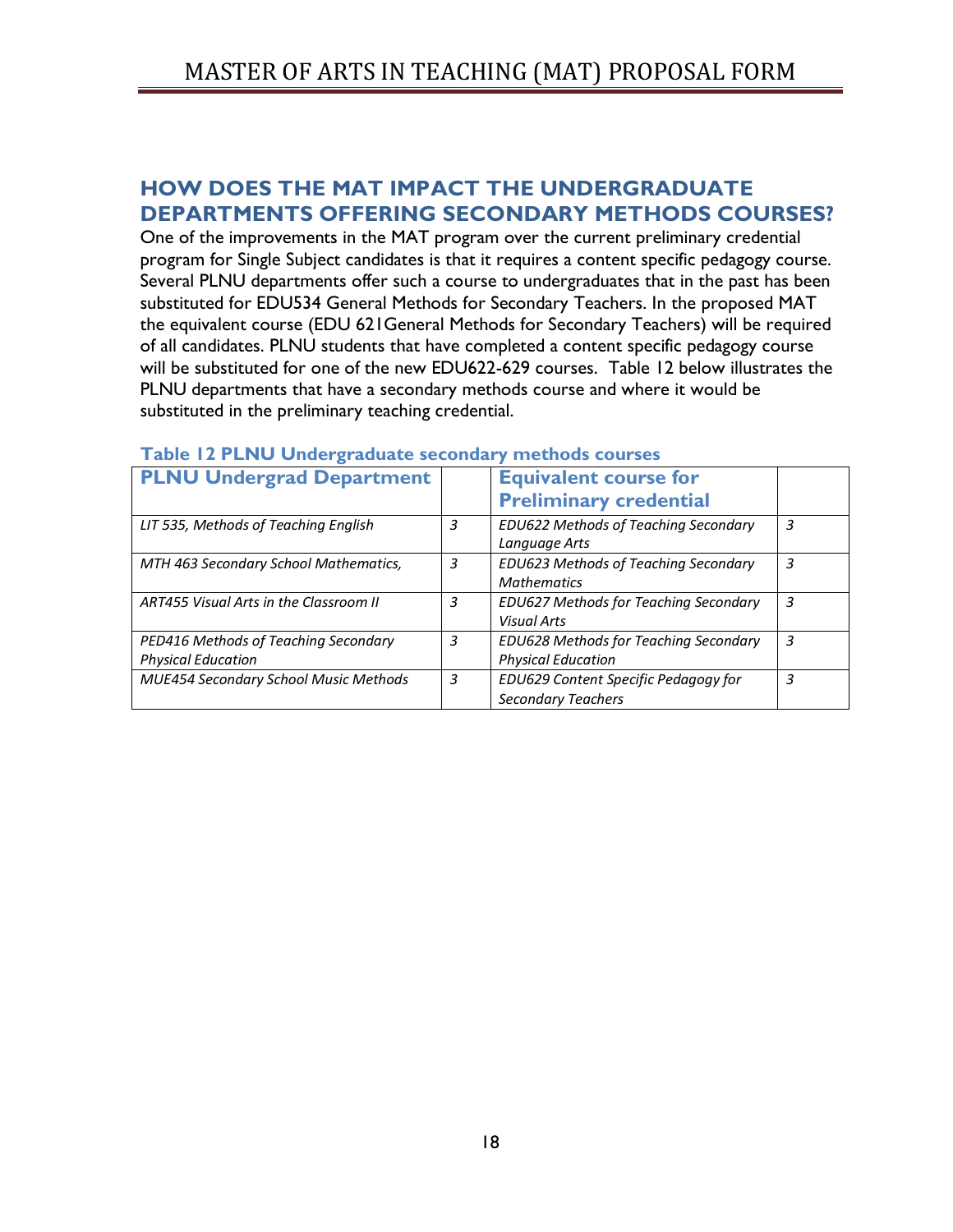## HOW DOES THE MAT IMPACT THE UNDERGRADUATE DEPARTMENTS OFFERING SECONDARY METHODS COURSES?

One of the improvements in the MAT program over the current preliminary credential program for Single Subject candidates is that it requires a content specific pedagogy course. Several PLNU departments offer such a course to undergraduates that in the past has been substituted for EDU534 General Methods for Secondary Teachers. In the proposed MAT the equivalent course (EDU 621General Methods for Secondary Teachers) will be required of all candidates. PLNU students that have completed a content specific pedagogy course will be substituted for one of the new EDU622-629 courses. Table 12 below illustrates the PLNU departments that have a secondary methods course and where it would be substituted in the preliminary teaching credential.

**Table 12 PLNU Undergraduate secondary methods courses**

| PLNU Undergrad Department | | Equivalent course for Preliminary credential | |
|---|---|---|---|
| *LIT 535, Methods of Teaching English* | *3* | *EDU622 Methods of Teaching Secondary Language Arts* | *3* |
| *MTH 463 Secondary School Mathematics,* | *3* | *EDU623 Methods of Teaching Secondary Mathematics* | *3* |
| *ART455 Visual Arts in the Classroom II* | *3* | *EDU627 Methods for Teaching Secondary Visual Arts* | *3* |
| *PED416 Methods of Teaching Secondary Physical Education* | *3* | *EDU628 Methods for Teaching Secondary Physical Education* | *3* |
| *MUE454 Secondary School Music Methods* | *3* | *EDU629 Content Specific Pedagogy for Secondary Teachers* | *3* |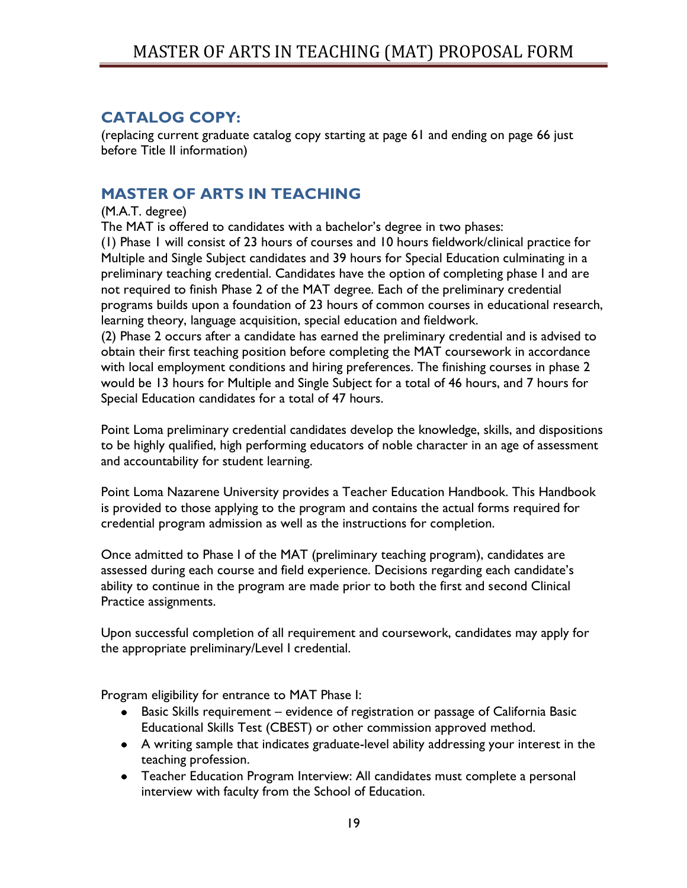## CATALOG COPY:

(replacing current graduate catalog copy starting at page 61 and ending on page 66 just before Title II information)

## MASTER OF ARTS IN TEACHING

(M.A.T. degree)

The MAT is offered to candidates with a bachelor's degree in two phases:

(1) Phase 1 will consist of 23 hours of courses and 10 hours fieldwork/clinical practice for Multiple and Single Subject candidates and 39 hours for Special Education culminating in a preliminary teaching credential. Candidates have the option of completing phase I and are not required to finish Phase 2 of the MAT degree. Each of the preliminary credential programs builds upon a foundation of 23 hours of common courses in educational research, learning theory, language acquisition, special education and fieldwork.

(2) Phase 2 occurs after a candidate has earned the preliminary credential and is advised to obtain their first teaching position before completing the MAT coursework in accordance with local employment conditions and hiring preferences. The finishing courses in phase 2 would be 13 hours for Multiple and Single Subject for a total of 46 hours, and 7 hours for Special Education candidates for a total of 47 hours.

Point Loma preliminary credential candidates develop the knowledge, skills, and dispositions to be highly qualified, high performing educators of noble character in an age of assessment and accountability for student learning.

Point Loma Nazarene University provides a Teacher Education Handbook. This Handbook is provided to those applying to the program and contains the actual forms required for credential program admission as well as the instructions for completion.

Once admitted to Phase I of the MAT (preliminary teaching program), candidates are assessed during each course and field experience. Decisions regarding each candidate's ability to continue in the program are made prior to both the first and second Clinical Practice assignments.

Upon successful completion of all requirement and coursework, candidates may apply for the appropriate preliminary/Level I credential.

Program eligibility for entrance to MAT Phase I:

- Basic Skills requirement – evidence of registration or passage of California Basic Educational Skills Test (CBEST) or other commission approved method.
- A writing sample that indicates graduate-level ability addressing your interest in the teaching profession.
- Teacher Education Program Interview: All candidates must complete a personal interview with faculty from the School of Education.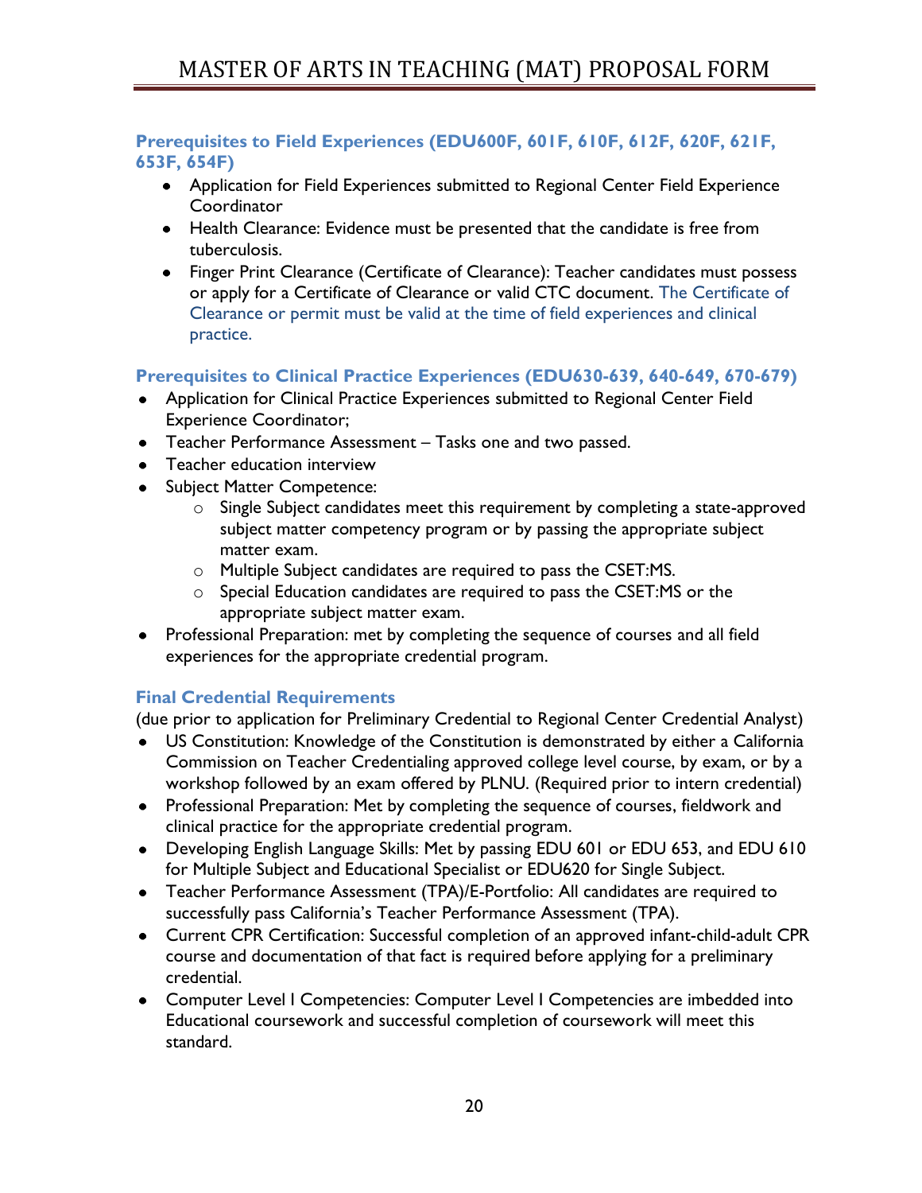### Prerequisites to Field Experiences (EDU600F, 601F, 610F, 612F, 620F, 621F, 653F, 654F)

- Application for Field Experiences submitted to Regional Center Field Experience Coordinator
- Health Clearance: Evidence must be presented that the candidate is free from tuberculosis.
- Finger Print Clearance (Certificate of Clearance): Teacher candidates must possess or apply for a Certificate of Clearance or valid CTC document. The Certificate of Clearance or permit must be valid at the time of field experiences and clinical practice.

### Prerequisites to Clinical Practice Experiences (EDU630-639, 640-649, 670-679)

- Application for Clinical Practice Experiences submitted to Regional Center Field Experience Coordinator;
- Teacher Performance Assessment – Tasks one and two passed.
- Teacher education interview
- Subject Matter Competence:
  - Single Subject candidates meet this requirement by completing a state-approved subject matter competency program or by passing the appropriate subject matter exam.
  - Multiple Subject candidates are required to pass the CSET:MS.
  - Special Education candidates are required to pass the CSET:MS or the appropriate subject matter exam.
- Professional Preparation: met by completing the sequence of courses and all field experiences for the appropriate credential program.

### Final Credential Requirements

(due prior to application for Preliminary Credential to Regional Center Credential Analyst)

- US Constitution: Knowledge of the Constitution is demonstrated by either a California Commission on Teacher Credentialing approved college level course, by exam, or by a workshop followed by an exam offered by PLNU. (Required prior to intern credential)
- Professional Preparation: Met by completing the sequence of courses, fieldwork and clinical practice for the appropriate credential program.
- Developing English Language Skills: Met by passing EDU 601 or EDU 653, and EDU 610 for Multiple Subject and Educational Specialist or EDU620 for Single Subject.
- Teacher Performance Assessment (TPA)/E-Portfolio: All candidates are required to successfully pass California's Teacher Performance Assessment (TPA).
- Current CPR Certification: Successful completion of an approved infant-child-adult CPR course and documentation of that fact is required before applying for a preliminary credential.
- Computer Level I Competencies: Computer Level I Competencies are imbedded into Educational coursework and successful completion of coursework will meet this standard.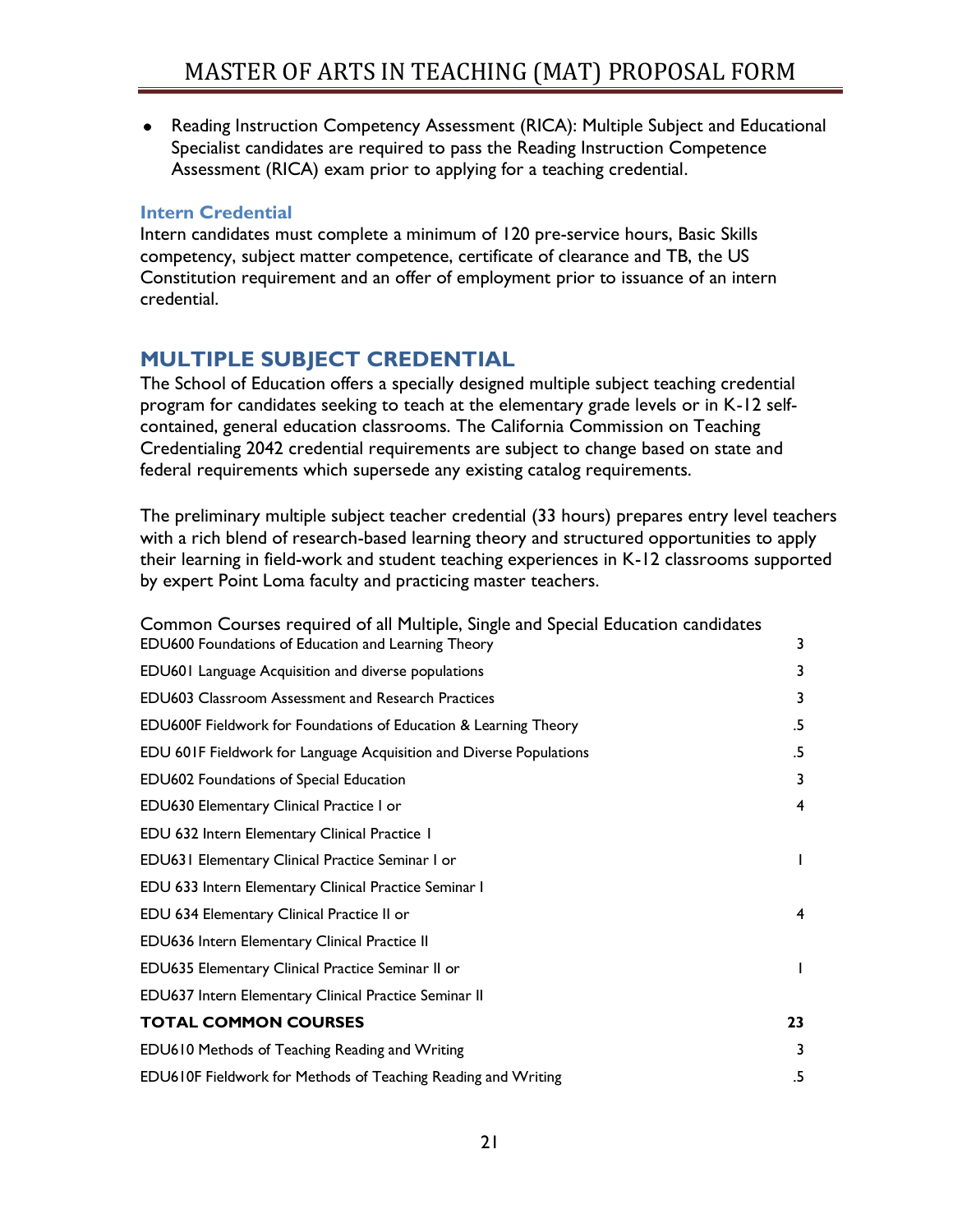- Reading Instruction Competency Assessment (RICA): Multiple Subject and Educational Specialist candidates are required to pass the Reading Instruction Competence Assessment (RICA) exam prior to applying for a teaching credential.

### Intern Credential

Intern candidates must complete a minimum of 120 pre-service hours, Basic Skills competency, subject matter competence, certificate of clearance and TB, the US Constitution requirement and an offer of employment prior to issuance of an intern credential.

## MULTIPLE SUBJECT CREDENTIAL

The School of Education offers a specially designed multiple subject teaching credential program for candidates seeking to teach at the elementary grade levels or in K-12 self-contained, general education classrooms. The California Commission on Teaching Credentialing 2042 credential requirements are subject to change based on state and federal requirements which supersede any existing catalog requirements.

The preliminary multiple subject teacher credential (33 hours) prepares entry level teachers with a rich blend of research-based learning theory and structured opportunities to apply their learning in field-work and student teaching experiences in K-12 classrooms supported by expert Point Loma faculty and practicing master teachers.

Common Courses required of all Multiple, Single and Special Education candidates

| Course | Units |
|---|---|
| EDU600 Foundations of Education and Learning Theory | 3 |
| EDU601 Language Acquisition and diverse populations | 3 |
| EDU603 Classroom Assessment and Research Practices | 3 |
| EDU600F Fieldwork for Foundations of Education & Learning Theory | .5 |
| EDU 601F Fieldwork for Language Acquisition and Diverse Populations | .5 |
| EDU602 Foundations of Special Education | 3 |
| EDU630 Elementary Clinical Practice I or | 4 |
| EDU 632 Intern Elementary Clinical Practice 1 | |
| EDU631 Elementary Clinical Practice Seminar I or | 1 |
| EDU 633 Intern Elementary Clinical Practice Seminar I | |
| EDU 634 Elementary Clinical Practice II or | 4 |
| EDU636 Intern Elementary Clinical Practice II | |
| EDU635 Elementary Clinical Practice Seminar II or | 1 |
| EDU637 Intern Elementary Clinical Practice Seminar II | |
| **TOTAL COMMON COURSES** | **23** |
| EDU610 Methods of Teaching Reading and Writing | 3 |
| EDU610F Fieldwork for Methods of Teaching Reading and Writing | .5 |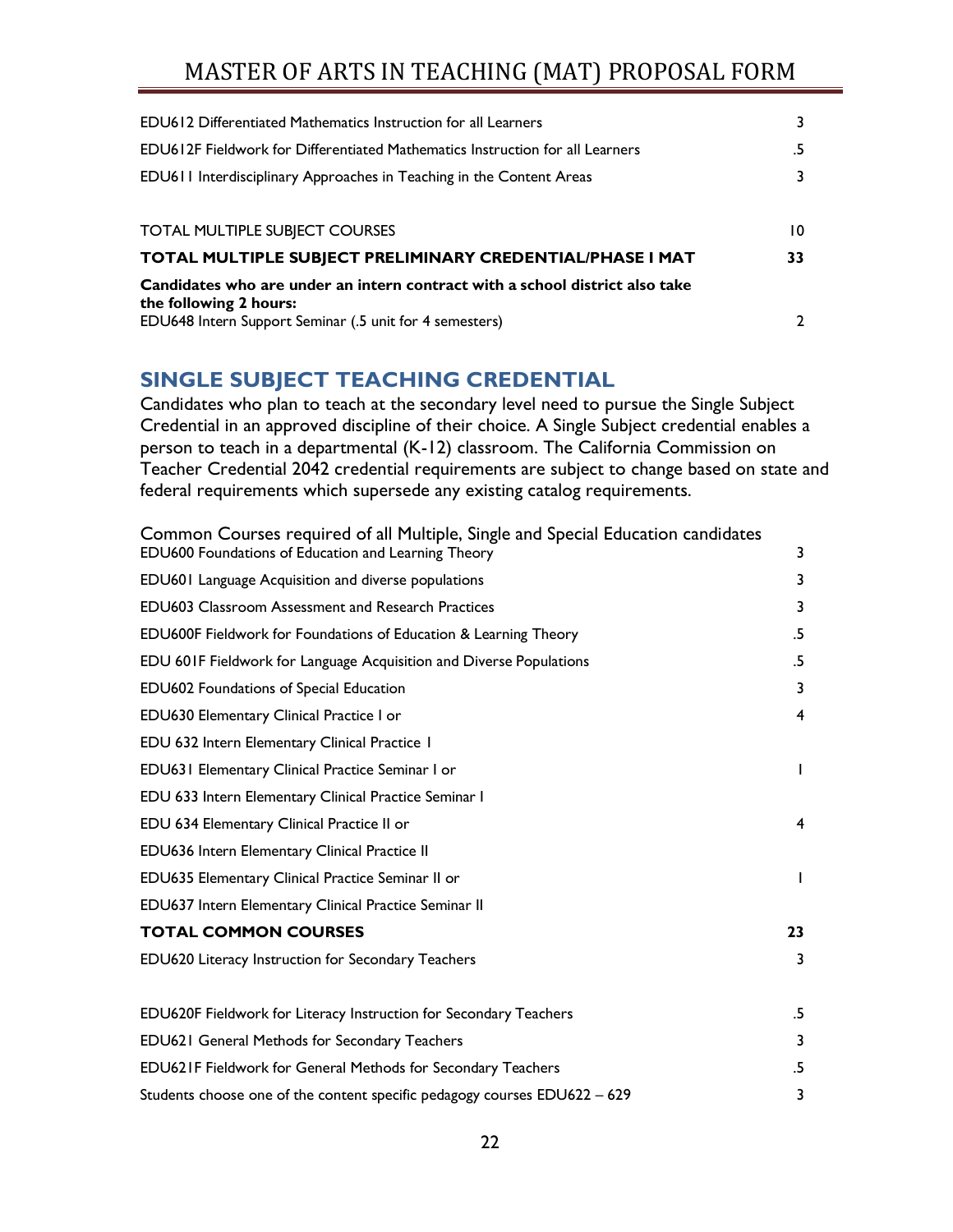| | |
|---|---|
| EDU612 Differentiated Mathematics Instruction for all Learners | 3 |
| EDU612F Fieldwork for Differentiated Mathematics Instruction for all Learners | .5 |
| EDU611 Interdisciplinary Approaches in Teaching in the Content Areas | 3 |
| | |
| TOTAL MULTIPLE SUBJECT COURSES | 10 |
| **TOTAL MULTIPLE SUBJECT PRELIMINARY CREDENTIAL/PHASE I MAT** | **33** |
| **Candidates who are under an intern contract with a school district also take the following 2 hours:** EDU648 Intern Support Seminar (.5 unit for 4 semesters) | 2 |

## SINGLE SUBJECT TEACHING CREDENTIAL

Candidates who plan to teach at the secondary level need to pursue the Single Subject Credential in an approved discipline of their choice. A Single Subject credential enables a person to teach in a departmental (K-12) classroom. The California Commission on Teacher Credential 2042 credential requirements are subject to change based on state and federal requirements which supersede any existing catalog requirements.

| Common Courses required of all Multiple, Single and Special Education candidates | |
|---|---|
| EDU600 Foundations of Education and Learning Theory | 3 |
| EDU601 Language Acquisition and diverse populations | 3 |
| EDU603 Classroom Assessment and Research Practices | 3 |
| EDU600F Fieldwork for Foundations of Education & Learning Theory | .5 |
| EDU 601F Fieldwork for Language Acquisition and Diverse Populations | .5 |
| EDU602 Foundations of Special Education | 3 |
| EDU630 Elementary Clinical Practice I or | 4 |
| EDU 632 Intern Elementary Clinical Practice 1 | |
| EDU631 Elementary Clinical Practice Seminar I or | 1 |
| EDU 633 Intern Elementary Clinical Practice Seminar I | |
| EDU 634 Elementary Clinical Practice II or | 4 |
| EDU636 Intern Elementary Clinical Practice II | |
| EDU635 Elementary Clinical Practice Seminar II or | 1 |
| EDU637 Intern Elementary Clinical Practice Seminar II | |
| **TOTAL COMMON COURSES** | **23** |
| EDU620 Literacy Instruction for Secondary Teachers | 3 |
| | |
| EDU620F Fieldwork for Literacy Instruction for Secondary Teachers | .5 |
| EDU621 General Methods for Secondary Teachers | 3 |
| EDU621F Fieldwork for General Methods for Secondary Teachers | .5 |
| Students choose one of the content specific pedagogy courses EDU622 – 629 | 3 |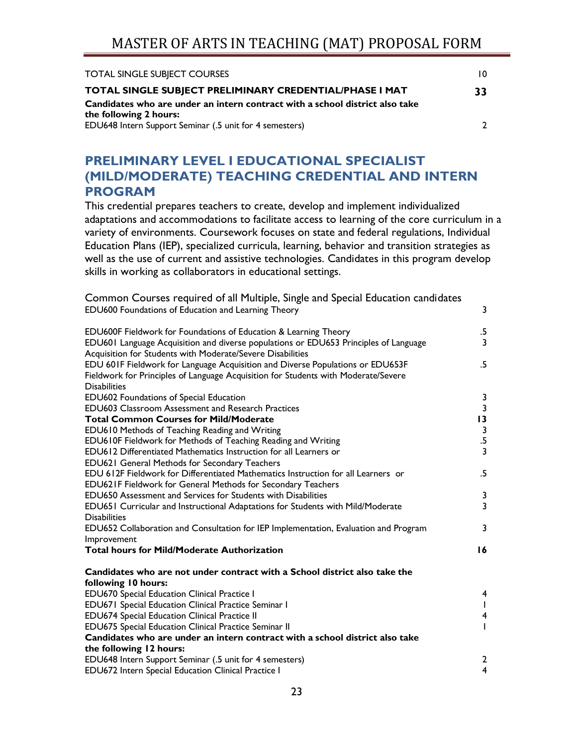| | |
|---|---|
| TOTAL SINGLE SUBJECT COURSES | 10 |
| **TOTAL SINGLE SUBJECT PRELIMINARY CREDENTIAL/PHASE I MAT** | **33** |
| **Candidates who are under an intern contract with a school district also take the following 2 hours:** | |
| EDU648 Intern Support Seminar (.5 unit for 4 semesters) | 2 |

## PRELIMINARY LEVEL I EDUCATIONAL SPECIALIST (MILD/MODERATE) TEACHING CREDENTIAL AND INTERN PROGRAM

This credential prepares teachers to create, develop and implement individualized adaptations and accommodations to facilitate access to learning of the core curriculum in a variety of environments. Coursework focuses on state and federal regulations, Individual Education Plans (IEP), specialized curricula, learning, behavior and transition strategies as well as the use of current and assistive technologies. Candidates in this program develop skills in working as collaborators in educational settings.

| Common Courses required of all Multiple, Single and Special Education candidates | |
|---|---|
| EDU600 Foundations of Education and Learning Theory | 3 |
| EDU600F Fieldwork for Foundations of Education & Learning Theory | .5 |
| EDU601 Language Acquisition and diverse populations or EDU653 Principles of Language Acquisition for Students with Moderate/Severe Disabilities | 3 |
| EDU 601F Fieldwork for Language Acquisition and Diverse Populations or EDU653F Fieldwork for Principles of Language Acquisition for Students with Moderate/Severe Disabilities | .5 |
| EDU602 Foundations of Special Education | 3 |
| EDU603 Classroom Assessment and Research Practices | 3 |
| **Total Common Courses for Mild/Moderate** | **13** |
| EDU610 Methods of Teaching Reading and Writing | 3 |
| EDU610F Fieldwork for Methods of Teaching Reading and Writing | .5 |
| EDU612 Differentiated Mathematics Instruction for all Learners or EDU621 General Methods for Secondary Teachers | 3 |
| EDU 612F Fieldwork for Differentiated Mathematics Instruction for all Learners or EDU621F Fieldwork for General Methods for Secondary Teachers | .5 |
| EDU650 Assessment and Services for Students with Disabilities | 3 |
| EDU651 Curricular and Instructional Adaptations for Students with Mild/Moderate Disabilities | 3 |
| EDU652 Collaboration and Consultation for IEP Implementation, Evaluation and Program Improvement | 3 |
| **Total hours for Mild/Moderate Authorization** | **16** |
| **Candidates who are not under contract with a School district also take the following 10 hours:** | |
| EDU670 Special Education Clinical Practice I | 4 |
| EDU671 Special Education Clinical Practice Seminar I | 1 |
| EDU674 Special Education Clinical Practice II | 4 |
| EDU675 Special Education Clinical Practice Seminar II | 1 |
| **Candidates who are under an intern contract with a school district also take the following 12 hours:** | |
| EDU648 Intern Support Seminar (.5 unit for 4 semesters) | 2 |
| EDU672 Intern Special Education Clinical Practice I | 4 |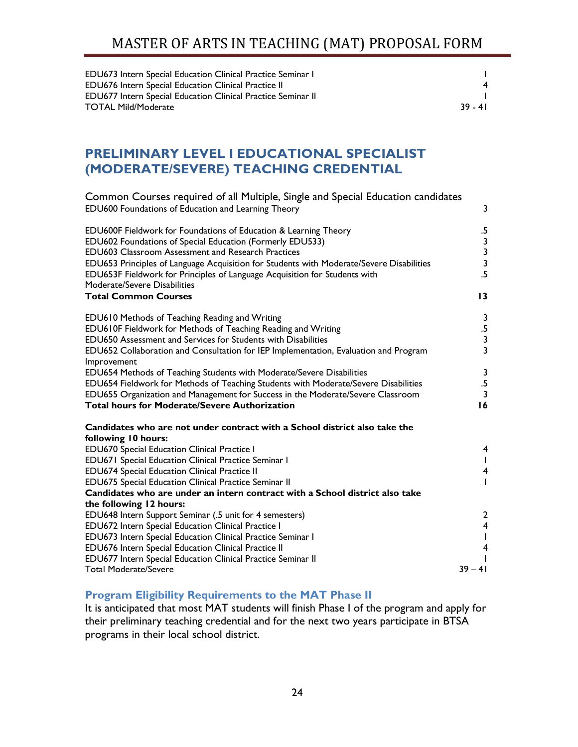| | |
|---|---|
| EDU673 Intern Special Education Clinical Practice Seminar I | 1 |
| EDU676 Intern Special Education Clinical Practice II | 4 |
| EDU677 Intern Special Education Clinical Practice Seminar II | 1 |
| TOTAL Mild/Moderate | 39 - 41 |

## PRELIMINARY LEVEL I EDUCATIONAL SPECIALIST (MODERATE/SEVERE) TEACHING CREDENTIAL

| Common Courses required of all Multiple, Single and Special Education candidates | |
|---|---|
| EDU600 Foundations of Education and Learning Theory | 3 |
| EDU600F Fieldwork for Foundations of Education & Learning Theory | .5 |
| EDU602 Foundations of Special Education (Formerly EDU533) | 3 |
| EDU603 Classroom Assessment and Research Practices | 3 |
| EDU653 Principles of Language Acquisition for Students with Moderate/Severe Disabilities | 3 |
| EDU653F Fieldwork for Principles of Language Acquisition for Students with Moderate/Severe Disabilities | .5 |
| **Total Common Courses** | **13** |
| EDU610 Methods of Teaching Reading and Writing | 3 |
| EDU610F Fieldwork for Methods of Teaching Reading and Writing | .5 |
| EDU650 Assessment and Services for Students with Disabilities | 3 |
| EDU652 Collaboration and Consultation for IEP Implementation, Evaluation and Program Improvement | 3 |
| EDU654 Methods of Teaching Students with Moderate/Severe Disabilities | 3 |
| EDU654 Fieldwork for Methods of Teaching Students with Moderate/Severe Disabilities | .5 |
| EDU655 Organization and Management for Success in the Moderate/Severe Classroom | 3 |
| **Total hours for Moderate/Severe Authorization** | **16** |
| **Candidates who are not under contract with a School district also take the following 10 hours:** | |
| EDU670 Special Education Clinical Practice I | 4 |
| EDU671 Special Education Clinical Practice Seminar I | 1 |
| EDU674 Special Education Clinical Practice II | 4 |
| EDU675 Special Education Clinical Practice Seminar II | 1 |
| **Candidates who are under an intern contract with a School district also take the following 12 hours:** | |
| EDU648 Intern Support Seminar (.5 unit for 4 semesters) | 2 |
| EDU672 Intern Special Education Clinical Practice I | 4 |
| EDU673 Intern Special Education Clinical Practice Seminar I | 1 |
| EDU676 Intern Special Education Clinical Practice II | 4 |
| EDU677 Intern Special Education Clinical Practice Seminar II | 1 |
| Total Moderate/Severe | 39 – 41 |

### Program Eligibility Requirements to the MAT Phase II

It is anticipated that most MAT students will finish Phase I of the program and apply for their preliminary teaching credential and for the next two years participate in BTSA programs in their local school district.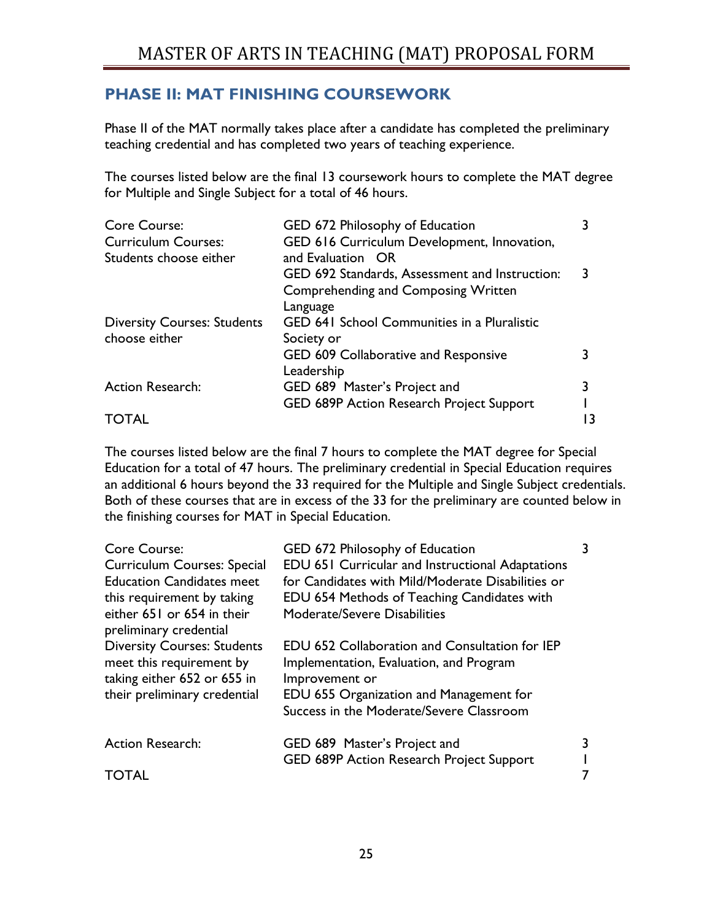## PHASE II: MAT FINISHING COURSEWORK

Phase II of the MAT normally takes place after a candidate has completed the preliminary teaching credential and has completed two years of teaching experience.

The courses listed below are the final 13 coursework hours to complete the MAT degree for Multiple and Single Subject for a total of 46 hours.

| | | |
|---|---|---|
| Core Course: | GED 672 Philosophy of Education | 3 |
| Curriculum Courses: Students choose either | GED 616 Curriculum Development, Innovation, and Evaluation OR | |
| | GED 692 Standards, Assessment and Instruction: Comprehending and Composing Written Language | 3 |
| Diversity Courses: Students choose either | GED 641 School Communities in a Pluralistic Society or | |
| | GED 609 Collaborative and Responsive Leadership | 3 |
| Action Research: | GED 689 Master's Project and | 3 |
| | GED 689P Action Research Project Support | 1 |
| TOTAL | | 13 |

The courses listed below are the final 7 hours to complete the MAT degree for Special Education for a total of 47 hours. The preliminary credential in Special Education requires an additional 6 hours beyond the 33 required for the Multiple and Single Subject credentials. Both of these courses that are in excess of the 33 for the preliminary are counted below in the finishing courses for MAT in Special Education.

| | | |
|---|---|---|
| Core Course: | GED 672 Philosophy of Education | 3 |
| Curriculum Courses: Special Education Candidates meet this requirement by taking either 651 or 654 in their preliminary credential | EDU 651 Curricular and Instructional Adaptations for Candidates with Mild/Moderate Disabilities or EDU 654 Methods of Teaching Candidates with Moderate/Severe Disabilities | |
| Diversity Courses: Students meet this requirement by taking either 652 or 655 in their preliminary credential | EDU 652 Collaboration and Consultation for IEP Implementation, Evaluation, and Program Improvement or EDU 655 Organization and Management for Success in the Moderate/Severe Classroom | |
| Action Research: | GED 689 Master's Project and | 3 |
| | GED 689P Action Research Project Support | 1 |
| TOTAL | | 7 |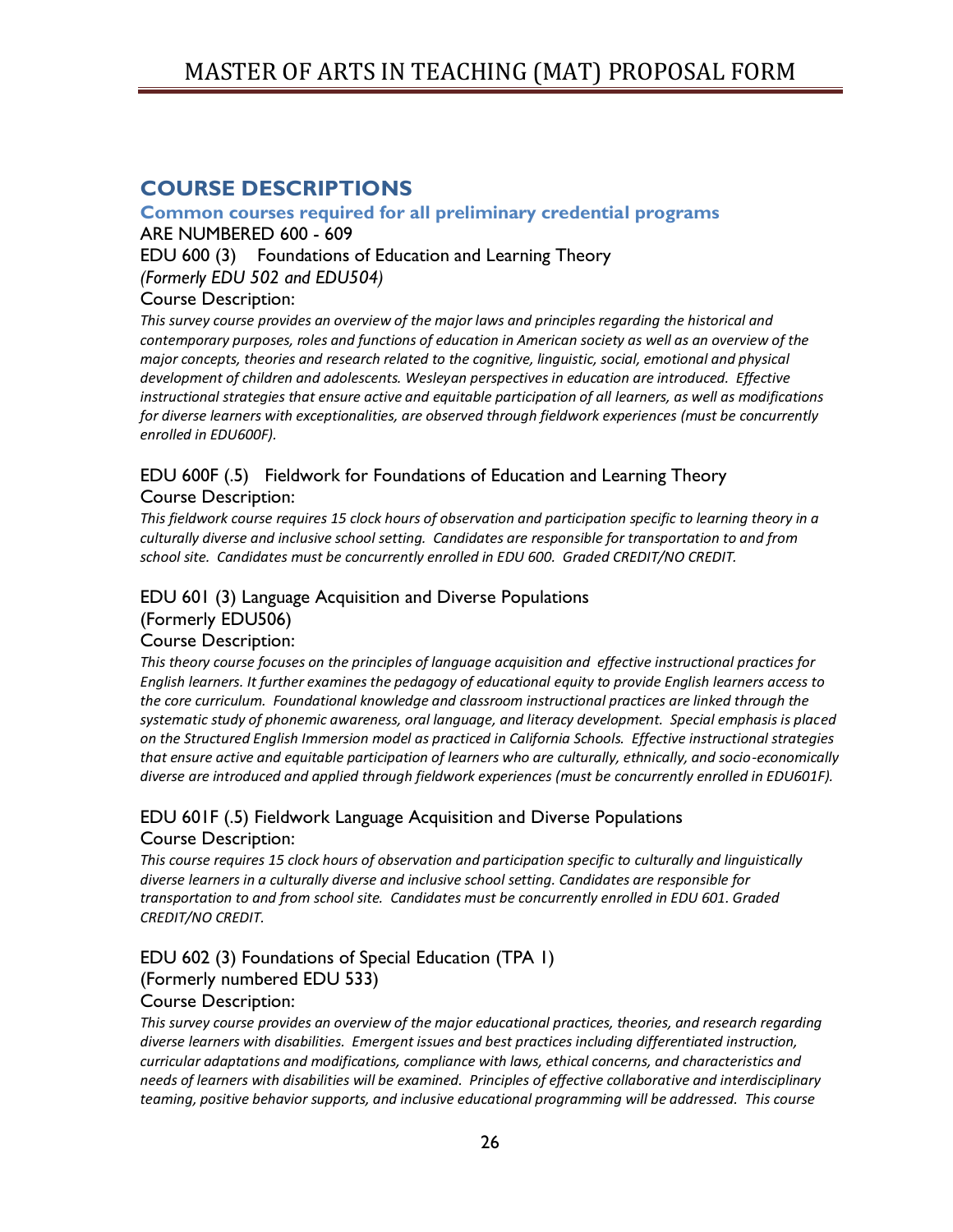## COURSE DESCRIPTIONS

### Common courses required for all preliminary credential programs

ARE NUMBERED 600 - 609

EDU 600 (3) Foundations of Education and Learning Theory

*(Formerly EDU 502 and EDU504)*

Course Description:

*This survey course provides an overview of the major laws and principles regarding the historical and contemporary purposes, roles and functions of education in American society as well as an overview of the major concepts, theories and research related to the cognitive, linguistic, social, emotional and physical development of children and adolescents. Wesleyan perspectives in education are introduced. Effective instructional strategies that ensure active and equitable participation of all learners, as well as modifications for diverse learners with exceptionalities, are observed through fieldwork experiences (must be concurrently enrolled in EDU600F).*

EDU 600F (.5) Fieldwork for Foundations of Education and Learning Theory

Course Description:

*This fieldwork course requires 15 clock hours of observation and participation specific to learning theory in a culturally diverse and inclusive school setting. Candidates are responsible for transportation to and from school site. Candidates must be concurrently enrolled in EDU 600. Graded CREDIT/NO CREDIT.*

EDU 601 (3) Language Acquisition and Diverse Populations

(Formerly EDU506)

Course Description:

*This theory course focuses on the principles of language acquisition and effective instructional practices for English learners. It further examines the pedagogy of educational equity to provide English learners access to the core curriculum. Foundational knowledge and classroom instructional practices are linked through the systematic study of phonemic awareness, oral language, and literacy development. Special emphasis is placed on the Structured English Immersion model as practiced in California Schools. Effective instructional strategies that ensure active and equitable participation of learners who are culturally, ethnically, and socio-economically diverse are introduced and applied through fieldwork experiences (must be concurrently enrolled in EDU601F).*

EDU 601F (.5) Fieldwork Language Acquisition and Diverse Populations

Course Description:

*This course requires 15 clock hours of observation and participation specific to culturally and linguistically diverse learners in a culturally diverse and inclusive school setting. Candidates are responsible for transportation to and from school site. Candidates must be concurrently enrolled in EDU 601. Graded CREDIT/NO CREDIT.*

EDU 602 (3) Foundations of Special Education (TPA 1)

(Formerly numbered EDU 533)

Course Description:

*This survey course provides an overview of the major educational practices, theories, and research regarding diverse learners with disabilities. Emergent issues and best practices including differentiated instruction, curricular adaptations and modifications, compliance with laws, ethical concerns, and characteristics and needs of learners with disabilities will be examined. Principles of effective collaborative and interdisciplinary teaming, positive behavior supports, and inclusive educational programming will be addressed. This course*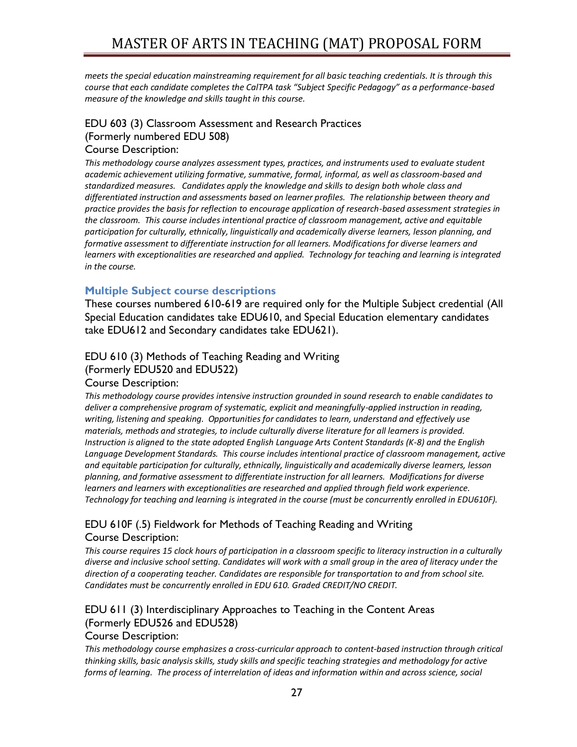*meets the special education mainstreaming requirement for all basic teaching credentials. It is through this course that each candidate completes the CalTPA task "Subject Specific Pedagogy" as a performance-based measure of the knowledge and skills taught in this course.*

EDU 603 (3) Classroom Assessment and Research Practices
(Formerly numbered EDU 508)
Course Description:

*This methodology course analyzes assessment types, practices, and instruments used to evaluate student academic achievement utilizing formative, summative, formal, informal, as well as classroom-based and standardized measures. Candidates apply the knowledge and skills to design both whole class and differentiated instruction and assessments based on learner profiles. The relationship between theory and practice provides the basis for reflection to encourage application of research-based assessment strategies in the classroom. This course includes intentional practice of classroom management, active and equitable participation for culturally, ethnically, linguistically and academically diverse learners, lesson planning, and formative assessment to differentiate instruction for all learners. Modifications for diverse learners and learners with exceptionalities are researched and applied. Technology for teaching and learning is integrated in the course.*

### Multiple Subject course descriptions

These courses numbered 610-619 are required only for the Multiple Subject credential (All Special Education candidates take EDU610, and Special Education elementary candidates take EDU612 and Secondary candidates take EDU621).

EDU 610 (3) Methods of Teaching Reading and Writing
(Formerly EDU520 and EDU522)
Course Description:

*This methodology course provides intensive instruction grounded in sound research to enable candidates to deliver a comprehensive program of systematic, explicit and meaningfully-applied instruction in reading, writing, listening and speaking. Opportunities for candidates to learn, understand and effectively use materials, methods and strategies, to include culturally diverse literature for all learners is provided. Instruction is aligned to the state adopted English Language Arts Content Standards (K-8) and the English Language Development Standards. This course includes intentional practice of classroom management, active and equitable participation for culturally, ethnically, linguistically and academically diverse learners, lesson planning, and formative assessment to differentiate instruction for all learners. Modifications for diverse learners and learners with exceptionalities are researched and applied through field work experience. Technology for teaching and learning is integrated in the course (must be concurrently enrolled in EDU610F).*

EDU 610F (.5) Fieldwork for Methods of Teaching Reading and Writing
Course Description:

*This course requires 15 clock hours of participation in a classroom specific to literacy instruction in a culturally diverse and inclusive school setting. Candidates will work with a small group in the area of literacy under the direction of a cooperating teacher. Candidates are responsible for transportation to and from school site. Candidates must be concurrently enrolled in EDU 610. Graded CREDIT/NO CREDIT.*

EDU 611 (3) Interdisciplinary Approaches to Teaching in the Content Areas
(Formerly EDU526 and EDU528)
Course Description:

*This methodology course emphasizes a cross-curricular approach to content-based instruction through critical thinking skills, basic analysis skills, study skills and specific teaching strategies and methodology for active forms of learning. The process of interrelation of ideas and information within and across science, social*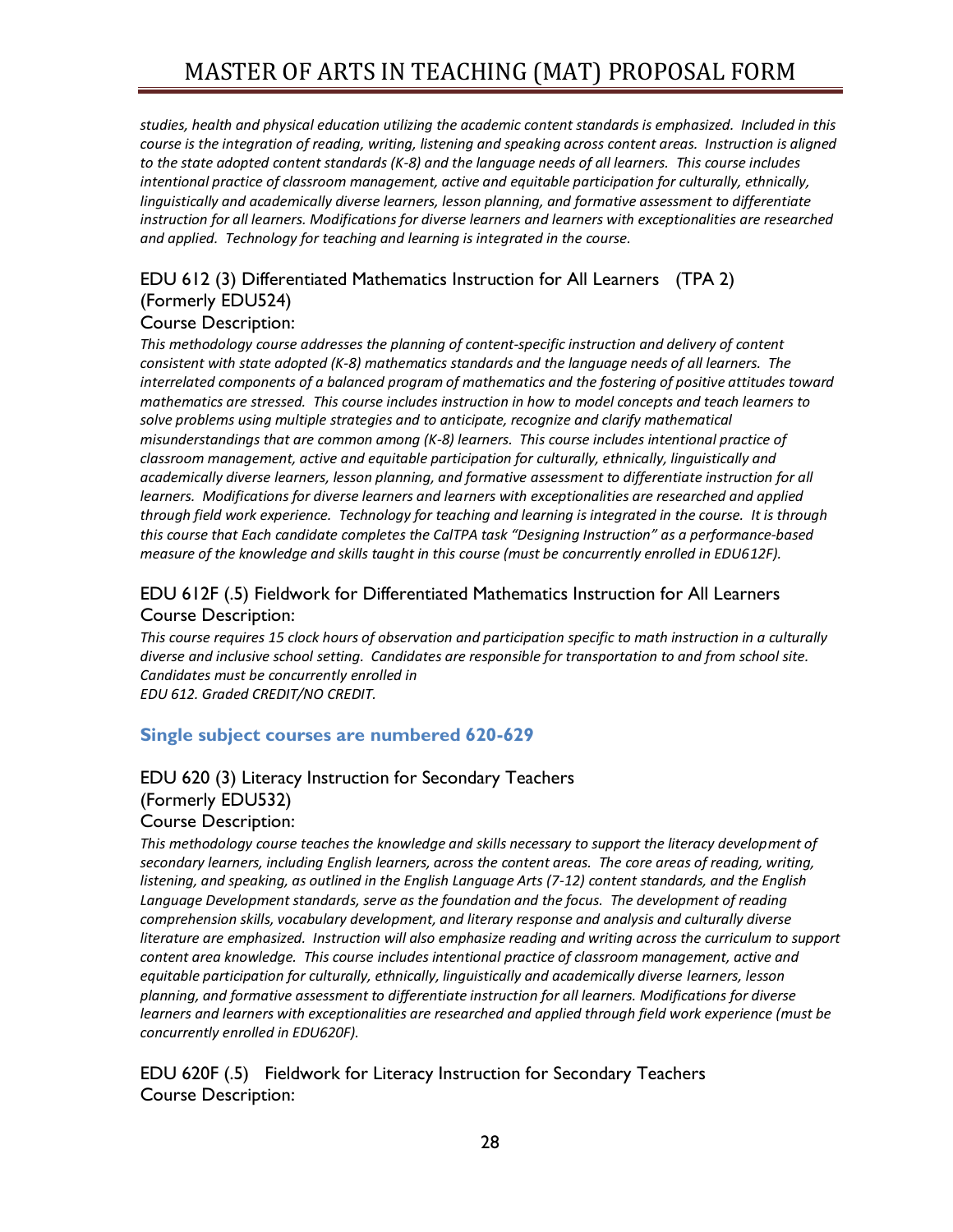*studies, health and physical education utilizing the academic content standards is emphasized. Included in this course is the integration of reading, writing, listening and speaking across content areas. Instruction is aligned to the state adopted content standards (K-8) and the language needs of all learners. This course includes intentional practice of classroom management, active and equitable participation for culturally, ethnically, linguistically and academically diverse learners, lesson planning, and formative assessment to differentiate instruction for all learners. Modifications for diverse learners and learners with exceptionalities are researched and applied. Technology for teaching and learning is integrated in the course.*

### EDU 612 (3) Differentiated Mathematics Instruction for All Learners (TPA 2) (Formerly EDU524)

Course Description:

*This methodology course addresses the planning of content-specific instruction and delivery of content consistent with state adopted (K-8) mathematics standards and the language needs of all learners. The interrelated components of a balanced program of mathematics and the fostering of positive attitudes toward mathematics are stressed. This course includes instruction in how to model concepts and teach learners to solve problems using multiple strategies and to anticipate, recognize and clarify mathematical misunderstandings that are common among (K-8) learners. This course includes intentional practice of classroom management, active and equitable participation for culturally, ethnically, linguistically and academically diverse learners, lesson planning, and formative assessment to differentiate instruction for all learners. Modifications for diverse learners and learners with exceptionalities are researched and applied through field work experience. Technology for teaching and learning is integrated in the course. It is through this course that Each candidate completes the CalTPA task "Designing Instruction" as a performance-based measure of the knowledge and skills taught in this course (must be concurrently enrolled in EDU612F).*

### EDU 612F (.5) Fieldwork for Differentiated Mathematics Instruction for All Learners

Course Description:

*This course requires 15 clock hours of observation and participation specific to math instruction in a culturally diverse and inclusive school setting. Candidates are responsible for transportation to and from school site. Candidates must be concurrently enrolled in*
*EDU 612. Graded CREDIT/NO CREDIT.*

## Single subject courses are numbered 620-629

### EDU 620 (3) Literacy Instruction for Secondary Teachers (Formerly EDU532)

Course Description:

*This methodology course teaches the knowledge and skills necessary to support the literacy development of secondary learners, including English learners, across the content areas. The core areas of reading, writing, listening, and speaking, as outlined in the English Language Arts (7-12) content standards, and the English Language Development standards, serve as the foundation and the focus. The development of reading comprehension skills, vocabulary development, and literary response and analysis and culturally diverse literature are emphasized. Instruction will also emphasize reading and writing across the curriculum to support content area knowledge. This course includes intentional practice of classroom management, active and equitable participation for culturally, ethnically, linguistically and academically diverse learners, lesson planning, and formative assessment to differentiate instruction for all learners. Modifications for diverse learners and learners with exceptionalities are researched and applied through field work experience (must be concurrently enrolled in EDU620F).*

### EDU 620F (.5) Fieldwork for Literacy Instruction for Secondary Teachers

Course Description: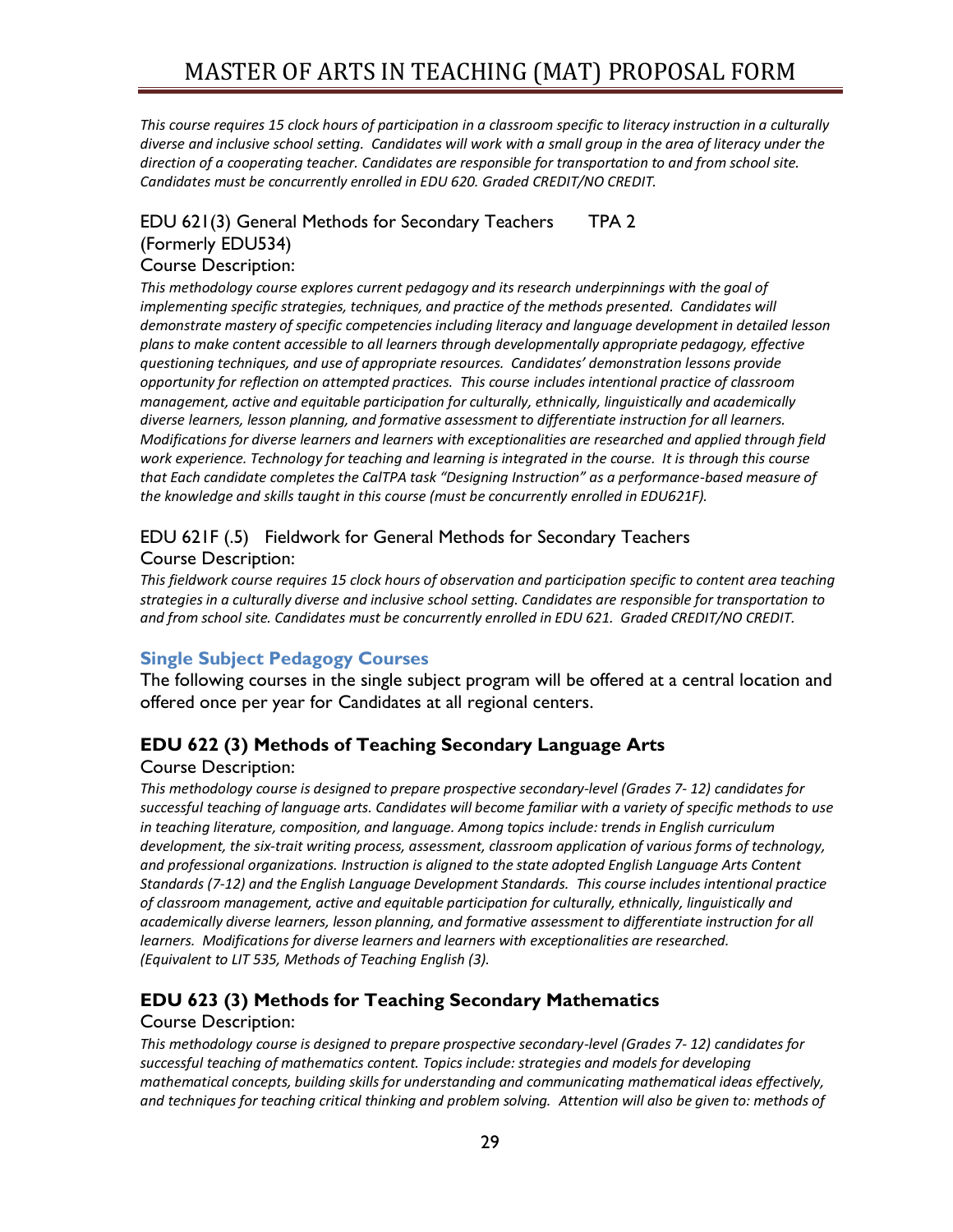*This course requires 15 clock hours of participation in a classroom specific to literacy instruction in a culturally diverse and inclusive school setting. Candidates will work with a small group in the area of literacy under the direction of a cooperating teacher. Candidates are responsible for transportation to and from school site. Candidates must be concurrently enrolled in EDU 620. Graded CREDIT/NO CREDIT.*

### EDU 621(3) General Methods for Secondary Teachers TPA 2
### (Formerly EDU534)

Course Description:

*This methodology course explores current pedagogy and its research underpinnings with the goal of implementing specific strategies, techniques, and practice of the methods presented. Candidates will demonstrate mastery of specific competencies including literacy and language development in detailed lesson plans to make content accessible to all learners through developmentally appropriate pedagogy, effective questioning techniques, and use of appropriate resources. Candidates' demonstration lessons provide opportunity for reflection on attempted practices. This course includes intentional practice of classroom management, active and equitable participation for culturally, ethnically, linguistically and academically diverse learners, lesson planning, and formative assessment to differentiate instruction for all learners. Modifications for diverse learners and learners with exceptionalities are researched and applied through field work experience. Technology for teaching and learning is integrated in the course. It is through this course that Each candidate completes the CalTPA task "Designing Instruction" as a performance-based measure of the knowledge and skills taught in this course (must be concurrently enrolled in EDU621F).*

### EDU 621F (.5) Fieldwork for General Methods for Secondary Teachers

Course Description:

*This fieldwork course requires 15 clock hours of observation and participation specific to content area teaching strategies in a culturally diverse and inclusive school setting. Candidates are responsible for transportation to and from school site. Candidates must be concurrently enrolled in EDU 621. Graded CREDIT/NO CREDIT.*

## Single Subject Pedagogy Courses

The following courses in the single subject program will be offered at a central location and offered once per year for Candidates at all regional centers.

### EDU 622 (3) Methods of Teaching Secondary Language Arts

Course Description:

*This methodology course is designed to prepare prospective secondary-level (Grades 7- 12) candidates for successful teaching of language arts. Candidates will become familiar with a variety of specific methods to use in teaching literature, composition, and language. Among topics include: trends in English curriculum development, the six-trait writing process, assessment, classroom application of various forms of technology, and professional organizations. Instruction is aligned to the state adopted English Language Arts Content Standards (7-12) and the English Language Development Standards. This course includes intentional practice of classroom management, active and equitable participation for culturally, ethnically, linguistically and academically diverse learners, lesson planning, and formative assessment to differentiate instruction for all learners. Modifications for diverse learners and learners with exceptionalities are researched. (Equivalent to LIT 535, Methods of Teaching English (3).*

### EDU 623 (3) Methods for Teaching Secondary Mathematics

Course Description:

*This methodology course is designed to prepare prospective secondary-level (Grades 7- 12) candidates for successful teaching of mathematics content. Topics include: strategies and models for developing mathematical concepts, building skills for understanding and communicating mathematical ideas effectively, and techniques for teaching critical thinking and problem solving. Attention will also be given to: methods of*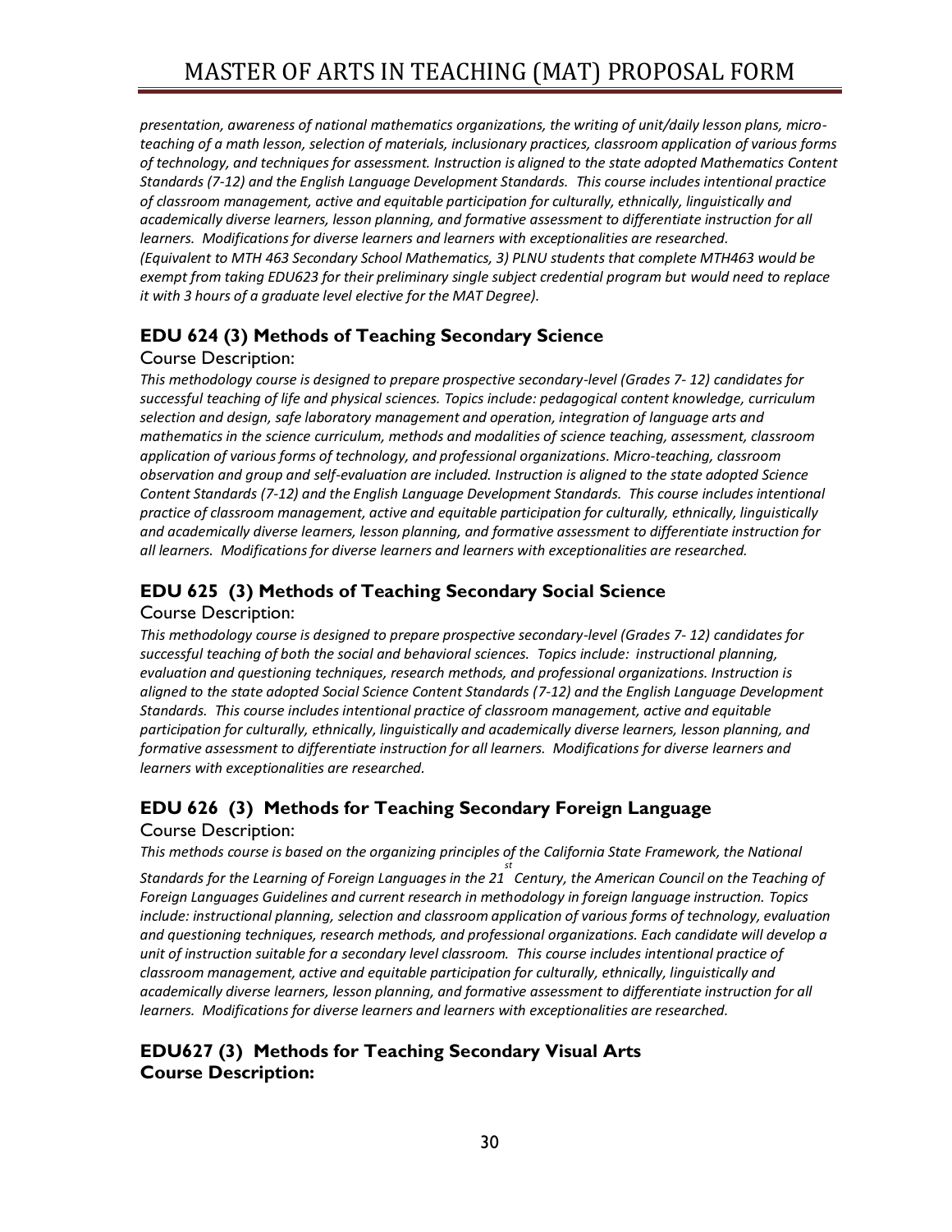*presentation, awareness of national mathematics organizations, the writing of unit/daily lesson plans, micro-teaching of a math lesson, selection of materials, inclusionary practices, classroom application of various forms of technology, and techniques for assessment. Instruction is aligned to the state adopted Mathematics Content Standards (7-12) and the English Language Development Standards. This course includes intentional practice of classroom management, active and equitable participation for culturally, ethnically, linguistically and academically diverse learners, lesson planning, and formative assessment to differentiate instruction for all learners. Modifications for diverse learners and learners with exceptionalities are researched. (Equivalent to MTH 463 Secondary School Mathematics, 3) PLNU students that complete MTH463 would be exempt from taking EDU623 for their preliminary single subject credential program but would need to replace it with 3 hours of a graduate level elective for the MAT Degree).*

### EDU 624 (3) Methods of Teaching Secondary Science

Course Description:

*This methodology course is designed to prepare prospective secondary-level (Grades 7- 12) candidates for successful teaching of life and physical sciences. Topics include: pedagogical content knowledge, curriculum selection and design, safe laboratory management and operation, integration of language arts and mathematics in the science curriculum, methods and modalities of science teaching, assessment, classroom application of various forms of technology, and professional organizations. Micro-teaching, classroom observation and group and self-evaluation are included. Instruction is aligned to the state adopted Science Content Standards (7-12) and the English Language Development Standards. This course includes intentional practice of classroom management, active and equitable participation for culturally, ethnically, linguistically and academically diverse learners, lesson planning, and formative assessment to differentiate instruction for all learners. Modifications for diverse learners and learners with exceptionalities are researched.*

### EDU 625 (3) Methods of Teaching Secondary Social Science

Course Description:

*This methodology course is designed to prepare prospective secondary-level (Grades 7- 12) candidates for successful teaching of both the social and behavioral sciences. Topics include: instructional planning, evaluation and questioning techniques, research methods, and professional organizations. Instruction is aligned to the state adopted Social Science Content Standards (7-12) and the English Language Development Standards. This course includes intentional practice of classroom management, active and equitable participation for culturally, ethnically, linguistically and academically diverse learners, lesson planning, and formative assessment to differentiate instruction for all learners. Modifications for diverse learners and learners with exceptionalities are researched.*

### EDU 626 (3) Methods for Teaching Secondary Foreign Language

Course Description:

*This methods course is based on the organizing principles of the California State Framework, the National Standards for the Learning of Foreign Languages in the 21st Century, the American Council on the Teaching of Foreign Languages Guidelines and current research in methodology in foreign language instruction. Topics include: instructional planning, selection and classroom application of various forms of technology, evaluation and questioning techniques, research methods, and professional organizations. Each candidate will develop a unit of instruction suitable for a secondary level classroom. This course includes intentional practice of classroom management, active and equitable participation for culturally, ethnically, linguistically and academically diverse learners, lesson planning, and formative assessment to differentiate instruction for all learners. Modifications for diverse learners and learners with exceptionalities are researched.*

### EDU627 (3) Methods for Teaching Secondary Visual Arts

**Course Description:**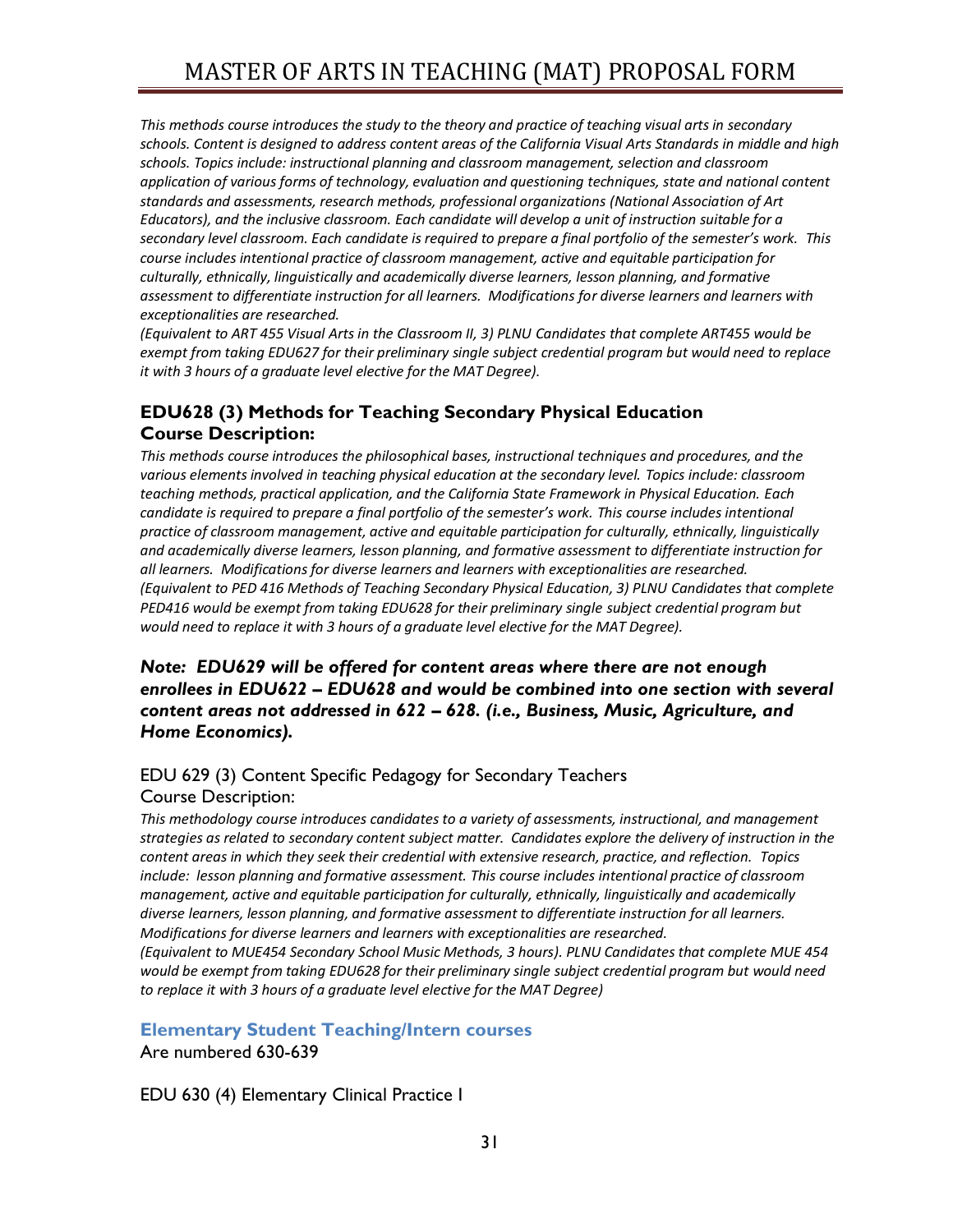*This methods course introduces the study to the theory and practice of teaching visual arts in secondary schools. Content is designed to address content areas of the California Visual Arts Standards in middle and high schools. Topics include: instructional planning and classroom management, selection and classroom application of various forms of technology, evaluation and questioning techniques, state and national content standards and assessments, research methods, professional organizations (National Association of Art Educators), and the inclusive classroom. Each candidate will develop a unit of instruction suitable for a secondary level classroom. Each candidate is required to prepare a final portfolio of the semester's work. This course includes intentional practice of classroom management, active and equitable participation for culturally, ethnically, linguistically and academically diverse learners, lesson planning, and formative assessment to differentiate instruction for all learners. Modifications for diverse learners and learners with exceptionalities are researched.*
*(Equivalent to ART 455 Visual Arts in the Classroom II, 3) PLNU Candidates that complete ART455 would be exempt from taking EDU627 for their preliminary single subject credential program but would need to replace it with 3 hours of a graduate level elective for the MAT Degree).*

### EDU628 (3) Methods for Teaching Secondary Physical Education
### Course Description:

*This methods course introduces the philosophical bases, instructional techniques and procedures, and the various elements involved in teaching physical education at the secondary level. Topics include: classroom teaching methods, practical application, and the California State Framework in Physical Education. Each candidate is required to prepare a final portfolio of the semester's work. This course includes intentional practice of classroom management, active and equitable participation for culturally, ethnically, linguistically and academically diverse learners, lesson planning, and formative assessment to differentiate instruction for all learners. Modifications for diverse learners and learners with exceptionalities are researched.*
*(Equivalent to PED 416 Methods of Teaching Secondary Physical Education, 3) PLNU Candidates that complete PED416 would be exempt from taking EDU628 for their preliminary single subject credential program but would need to replace it with 3 hours of a graduate level elective for the MAT Degree).*

***Note: EDU629 will be offered for content areas where there are not enough enrollees in EDU622 – EDU628 and would be combined into one section with several content areas not addressed in 622 – 628. (i.e., Business, Music, Agriculture, and Home Economics).***

### EDU 629 (3) Content Specific Pedagogy for Secondary Teachers
### Course Description:

*This methodology course introduces candidates to a variety of assessments, instructional, and management strategies as related to secondary content subject matter. Candidates explore the delivery of instruction in the content areas in which they seek their credential with extensive research, practice, and reflection. Topics include: lesson planning and formative assessment. This course includes intentional practice of classroom management, active and equitable participation for culturally, ethnically, linguistically and academically diverse learners, lesson planning, and formative assessment to differentiate instruction for all learners. Modifications for diverse learners and learners with exceptionalities are researched.*
*(Equivalent to MUE454 Secondary School Music Methods, 3 hours). PLNU Candidates that complete MUE 454 would be exempt from taking EDU628 for their preliminary single subject credential program but would need to replace it with 3 hours of a graduate level elective for the MAT Degree)*

### Elementary Student Teaching/Intern courses

Are numbered 630-639

EDU 630 (4) Elementary Clinical Practice I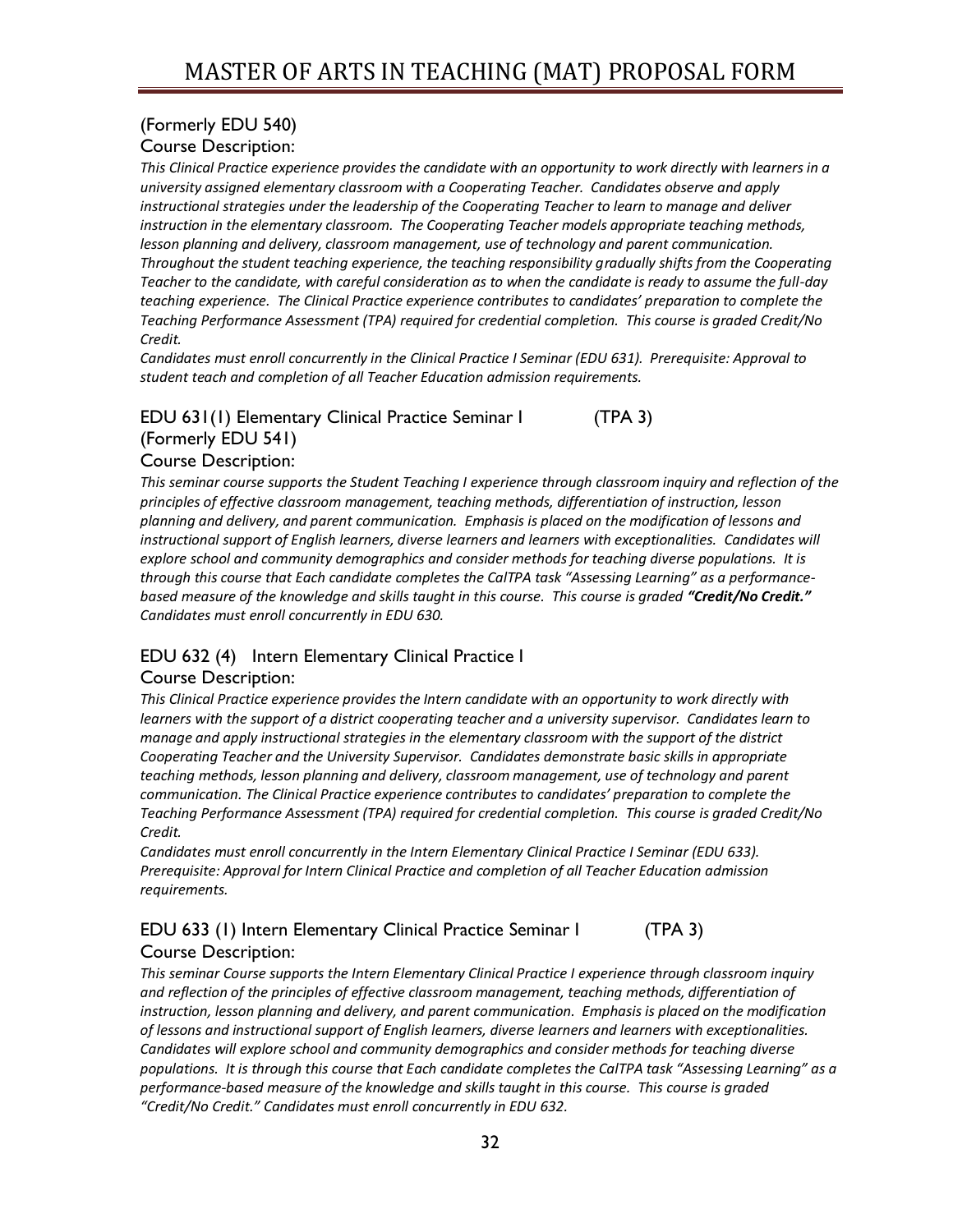(Formerly EDU 540)

### Course Description:

*This Clinical Practice experience provides the candidate with an opportunity to work directly with learners in a university assigned elementary classroom with a Cooperating Teacher. Candidates observe and apply instructional strategies under the leadership of the Cooperating Teacher to learn to manage and deliver instruction in the elementary classroom. The Cooperating Teacher models appropriate teaching methods, lesson planning and delivery, classroom management, use of technology and parent communication. Throughout the student teaching experience, the teaching responsibility gradually shifts from the Cooperating Teacher to the candidate, with careful consideration as to when the candidate is ready to assume the full-day teaching experience. The Clinical Practice experience contributes to candidates' preparation to complete the Teaching Performance Assessment (TPA) required for credential completion. This course is graded Credit/No Credit.*

*Candidates must enroll concurrently in the Clinical Practice I Seminar (EDU 631). Prerequisite: Approval to student teach and completion of all Teacher Education admission requirements.*

## EDU 631(1) Elementary Clinical Practice Seminar I (TPA 3)

(Formerly EDU 541)

### Course Description:

*This seminar course supports the Student Teaching I experience through classroom inquiry and reflection of the principles of effective classroom management, teaching methods, differentiation of instruction, lesson planning and delivery, and parent communication. Emphasis is placed on the modification of lessons and instructional support of English learners, diverse learners and learners with exceptionalities. Candidates will explore school and community demographics and consider methods for teaching diverse populations. It is through this course that Each candidate completes the CalTPA task "Assessing Learning" as a performance-based measure of the knowledge and skills taught in this course. This course is graded **"Credit/No Credit."** Candidates must enroll concurrently in EDU 630.*

## EDU 632 (4) Intern Elementary Clinical Practice I

### Course Description:

*This Clinical Practice experience provides the Intern candidate with an opportunity to work directly with learners with the support of a district cooperating teacher and a university supervisor. Candidates learn to manage and apply instructional strategies in the elementary classroom with the support of the district Cooperating Teacher and the University Supervisor. Candidates demonstrate basic skills in appropriate teaching methods, lesson planning and delivery, classroom management, use of technology and parent communication. The Clinical Practice experience contributes to candidates' preparation to complete the Teaching Performance Assessment (TPA) required for credential completion. This course is graded Credit/No Credit.*

*Candidates must enroll concurrently in the Intern Elementary Clinical Practice I Seminar (EDU 633). Prerequisite: Approval for Intern Clinical Practice and completion of all Teacher Education admission requirements.*

## EDU 633 (1) Intern Elementary Clinical Practice Seminar I (TPA 3)

### Course Description:

*This seminar Course supports the Intern Elementary Clinical Practice I experience through classroom inquiry and reflection of the principles of effective classroom management, teaching methods, differentiation of instruction, lesson planning and delivery, and parent communication. Emphasis is placed on the modification of lessons and instructional support of English learners, diverse learners and learners with exceptionalities. Candidates will explore school and community demographics and consider methods for teaching diverse populations. It is through this course that Each candidate completes the CalTPA task "Assessing Learning" as a performance-based measure of the knowledge and skills taught in this course. This course is graded "Credit/No Credit." Candidates must enroll concurrently in EDU 632.*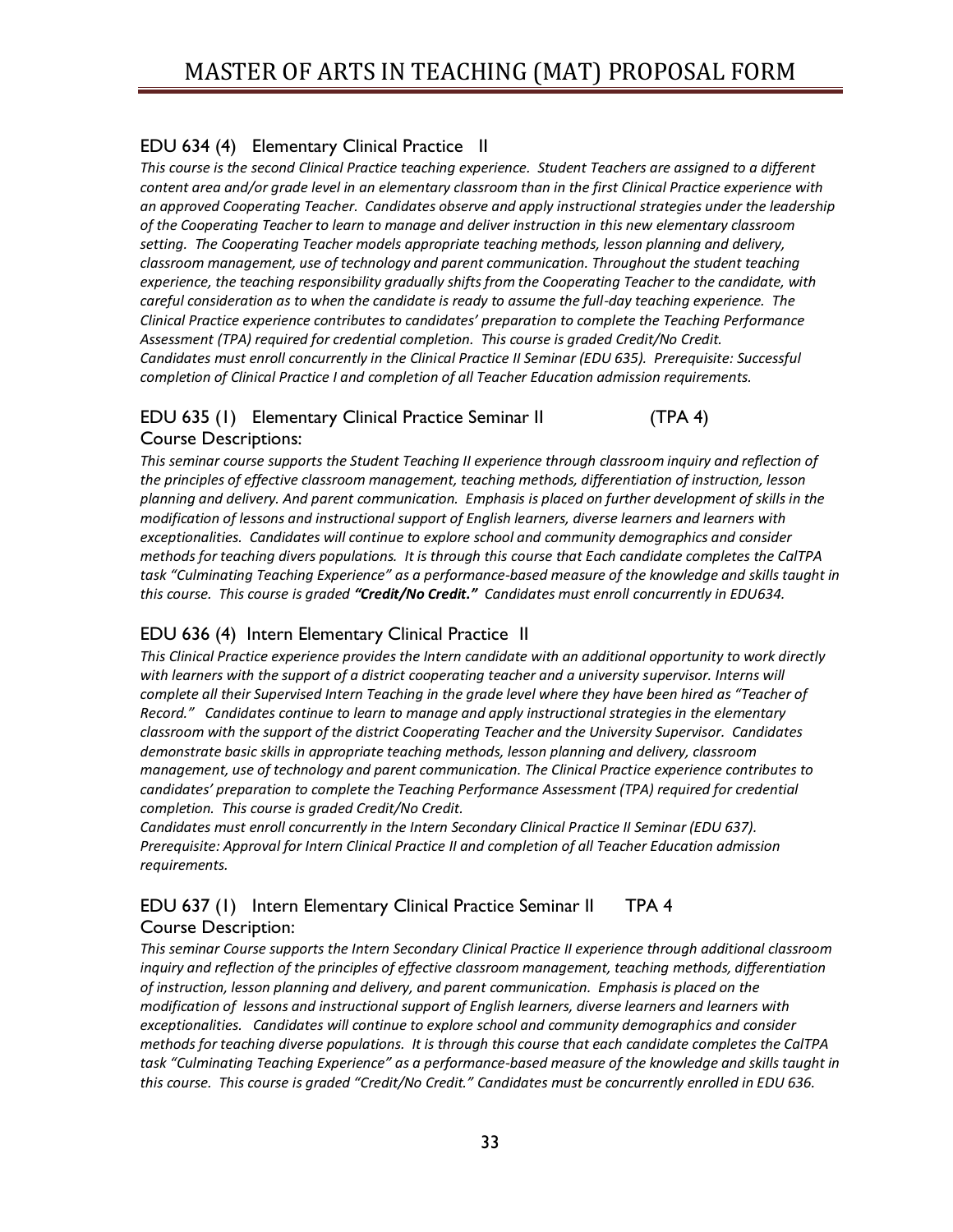## EDU 634 (4) Elementary Clinical Practice II

*This course is the second Clinical Practice teaching experience. Student Teachers are assigned to a different content area and/or grade level in an elementary classroom than in the first Clinical Practice experience with an approved Cooperating Teacher. Candidates observe and apply instructional strategies under the leadership of the Cooperating Teacher to learn to manage and deliver instruction in this new elementary classroom setting. The Cooperating Teacher models appropriate teaching methods, lesson planning and delivery, classroom management, use of technology and parent communication. Throughout the student teaching experience, the teaching responsibility gradually shifts from the Cooperating Teacher to the candidate, with careful consideration as to when the candidate is ready to assume the full-day teaching experience. The Clinical Practice experience contributes to candidates' preparation to complete the Teaching Performance Assessment (TPA) required for credential completion. This course is graded Credit/No Credit. Candidates must enroll concurrently in the Clinical Practice II Seminar (EDU 635). Prerequisite: Successful completion of Clinical Practice I and completion of all Teacher Education admission requirements.*

## EDU 635 (1) Elementary Clinical Practice Seminar II (TPA 4)

Course Descriptions:

*This seminar course supports the Student Teaching II experience through classroom inquiry and reflection of the principles of effective classroom management, teaching methods, differentiation of instruction, lesson planning and delivery. And parent communication. Emphasis is placed on further development of skills in the modification of lessons and instructional support of English learners, diverse learners and learners with exceptionalities. Candidates will continue to explore school and community demographics and consider methods for teaching divers populations. It is through this course that Each candidate completes the CalTPA task "Culminating Teaching Experience" as a performance-based measure of the knowledge and skills taught in this course. This course is graded **"Credit/No Credit."** Candidates must enroll concurrently in EDU634.*

## EDU 636 (4) Intern Elementary Clinical Practice II

*This Clinical Practice experience provides the Intern candidate with an additional opportunity to work directly with learners with the support of a district cooperating teacher and a university supervisor. Interns will complete all their Supervised Intern Teaching in the grade level where they have been hired as "Teacher of Record." Candidates continue to learn to manage and apply instructional strategies in the elementary classroom with the support of the district Cooperating Teacher and the University Supervisor. Candidates demonstrate basic skills in appropriate teaching methods, lesson planning and delivery, classroom management, use of technology and parent communication. The Clinical Practice experience contributes to candidates' preparation to complete the Teaching Performance Assessment (TPA) required for credential completion. This course is graded Credit/No Credit.*
*Candidates must enroll concurrently in the Intern Secondary Clinical Practice II Seminar (EDU 637). Prerequisite: Approval for Intern Clinical Practice II and completion of all Teacher Education admission requirements.*

## EDU 637 (1) Intern Elementary Clinical Practice Seminar II TPA 4

Course Description:

*This seminar Course supports the Intern Secondary Clinical Practice II experience through additional classroom inquiry and reflection of the principles of effective classroom management, teaching methods, differentiation of instruction, lesson planning and delivery, and parent communication. Emphasis is placed on the modification of lessons and instructional support of English learners, diverse learners and learners with exceptionalities. Candidates will continue to explore school and community demographics and consider methods for teaching diverse populations. It is through this course that each candidate completes the CalTPA task "Culminating Teaching Experience" as a performance-based measure of the knowledge and skills taught in this course. This course is graded "Credit/No Credit." Candidates must be concurrently enrolled in EDU 636.*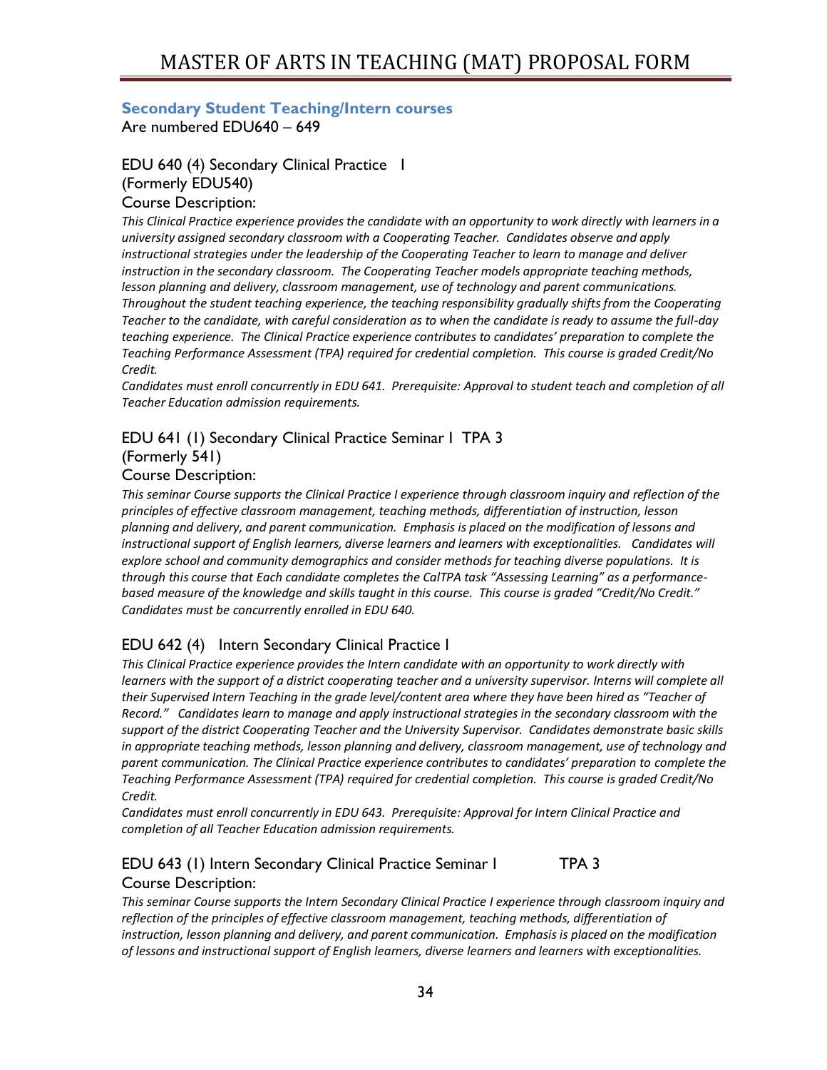## Secondary Student Teaching/Intern courses

Are numbered EDU640 – 649

### EDU 640 (4) Secondary Clinical Practice I
(Formerly EDU540)

Course Description:

*This Clinical Practice experience provides the candidate with an opportunity to work directly with learners in a university assigned secondary classroom with a Cooperating Teacher. Candidates observe and apply instructional strategies under the leadership of the Cooperating Teacher to learn to manage and deliver instruction in the secondary classroom. The Cooperating Teacher models appropriate teaching methods, lesson planning and delivery, classroom management, use of technology and parent communications. Throughout the student teaching experience, the teaching responsibility gradually shifts from the Cooperating Teacher to the candidate, with careful consideration as to when the candidate is ready to assume the full-day teaching experience. The Clinical Practice experience contributes to candidates' preparation to complete the Teaching Performance Assessment (TPA) required for credential completion. This course is graded Credit/No Credit.*

*Candidates must enroll concurrently in EDU 641. Prerequisite: Approval to student teach and completion of all Teacher Education admission requirements.*

### EDU 641 (1) Secondary Clinical Practice Seminar I TPA 3
(Formerly 541)

Course Description:

*This seminar Course supports the Clinical Practice I experience through classroom inquiry and reflection of the principles of effective classroom management, teaching methods, differentiation of instruction, lesson planning and delivery, and parent communication. Emphasis is placed on the modification of lessons and instructional support of English learners, diverse learners and learners with exceptionalities. Candidates will explore school and community demographics and consider methods for teaching diverse populations. It is through this course that Each candidate completes the CalTPA task "Assessing Learning" as a performance-based measure of the knowledge and skills taught in this course. This course is graded "Credit/No Credit." Candidates must be concurrently enrolled in EDU 640.*

### EDU 642 (4) Intern Secondary Clinical Practice I

*This Clinical Practice experience provides the Intern candidate with an opportunity to work directly with learners with the support of a district cooperating teacher and a university supervisor. Interns will complete all their Supervised Intern Teaching in the grade level/content area where they have been hired as "Teacher of Record." Candidates learn to manage and apply instructional strategies in the secondary classroom with the support of the district Cooperating Teacher and the University Supervisor. Candidates demonstrate basic skills in appropriate teaching methods, lesson planning and delivery, classroom management, use of technology and parent communication. The Clinical Practice experience contributes to candidates' preparation to complete the Teaching Performance Assessment (TPA) required for credential completion. This course is graded Credit/No Credit.*

*Candidates must enroll concurrently in EDU 643. Prerequisite: Approval for Intern Clinical Practice and completion of all Teacher Education admission requirements.*

### EDU 643 (1) Intern Secondary Clinical Practice Seminar I TPA 3

Course Description:

*This seminar Course supports the Intern Secondary Clinical Practice I experience through classroom inquiry and reflection of the principles of effective classroom management, teaching methods, differentiation of instruction, lesson planning and delivery, and parent communication. Emphasis is placed on the modification of lessons and instructional support of English learners, diverse learners and learners with exceptionalities.*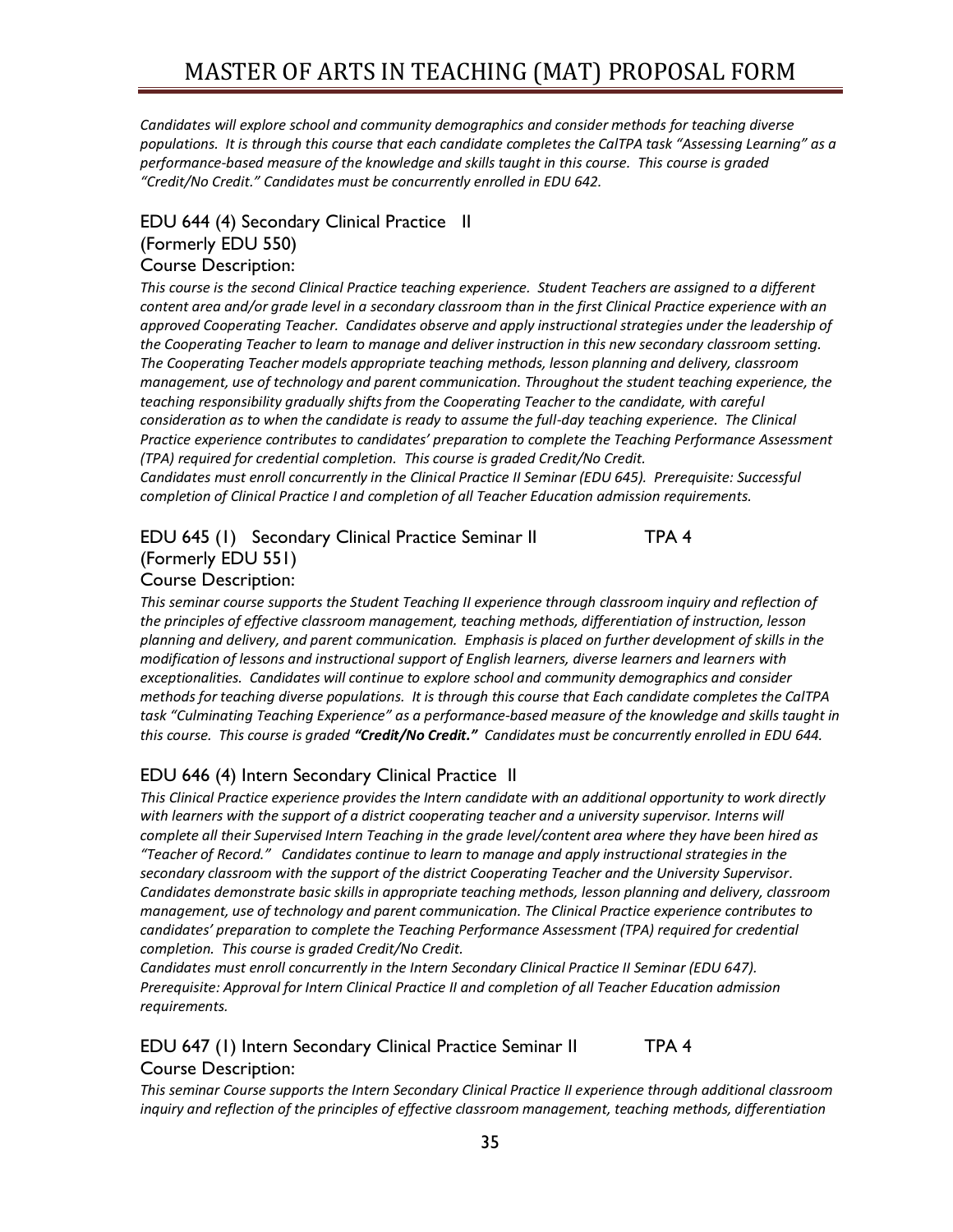*Candidates will explore school and community demographics and consider methods for teaching diverse populations. It is through this course that each candidate completes the CalTPA task "Assessing Learning" as a performance-based measure of the knowledge and skills taught in this course. This course is graded "Credit/No Credit." Candidates must be concurrently enrolled in EDU 642.*

### EDU 644 (4) Secondary Clinical Practice II
(Formerly EDU 550)
Course Description:

*This course is the second Clinical Practice teaching experience. Student Teachers are assigned to a different content area and/or grade level in a secondary classroom than in the first Clinical Practice experience with an approved Cooperating Teacher. Candidates observe and apply instructional strategies under the leadership of the Cooperating Teacher to learn to manage and deliver instruction in this new secondary classroom setting. The Cooperating Teacher models appropriate teaching methods, lesson planning and delivery, classroom management, use of technology and parent communication. Throughout the student teaching experience, the teaching responsibility gradually shifts from the Cooperating Teacher to the candidate, with careful consideration as to when the candidate is ready to assume the full-day teaching experience. The Clinical Practice experience contributes to candidates' preparation to complete the Teaching Performance Assessment (TPA) required for credential completion. This course is graded Credit/No Credit.*
*Candidates must enroll concurrently in the Clinical Practice II Seminar (EDU 645). Prerequisite: Successful completion of Clinical Practice I and completion of all Teacher Education admission requirements.*

### EDU 645 (1) Secondary Clinical Practice Seminar II TPA 4
(Formerly EDU 551)
Course Description:

*This seminar course supports the Student Teaching II experience through classroom inquiry and reflection of the principles of effective classroom management, teaching methods, differentiation of instruction, lesson planning and delivery, and parent communication. Emphasis is placed on further development of skills in the modification of lessons and instructional support of English learners, diverse learners and learners with exceptionalities. Candidates will continue to explore school and community demographics and consider methods for teaching diverse populations. It is through this course that Each candidate completes the CalTPA task "Culminating Teaching Experience" as a performance-based measure of the knowledge and skills taught in this course. This course is graded **"Credit/No Credit."** Candidates must be concurrently enrolled in EDU 644.*

### EDU 646 (4) Intern Secondary Clinical Practice II

*This Clinical Practice experience provides the Intern candidate with an additional opportunity to work directly with learners with the support of a district cooperating teacher and a university supervisor. Interns will complete all their Supervised Intern Teaching in the grade level/content area where they have been hired as "Teacher of Record." Candidates continue to learn to manage and apply instructional strategies in the secondary classroom with the support of the district Cooperating Teacher and the University Supervisor. Candidates demonstrate basic skills in appropriate teaching methods, lesson planning and delivery, classroom management, use of technology and parent communication. The Clinical Practice experience contributes to candidates' preparation to complete the Teaching Performance Assessment (TPA) required for credential completion. This course is graded Credit/No Credit.*
*Candidates must enroll concurrently in the Intern Secondary Clinical Practice II Seminar (EDU 647). Prerequisite: Approval for Intern Clinical Practice II and completion of all Teacher Education admission requirements.*

### EDU 647 (1) Intern Secondary Clinical Practice Seminar II TPA 4
Course Description:

*This seminar Course supports the Intern Secondary Clinical Practice II experience through additional classroom inquiry and reflection of the principles of effective classroom management, teaching methods, differentiation*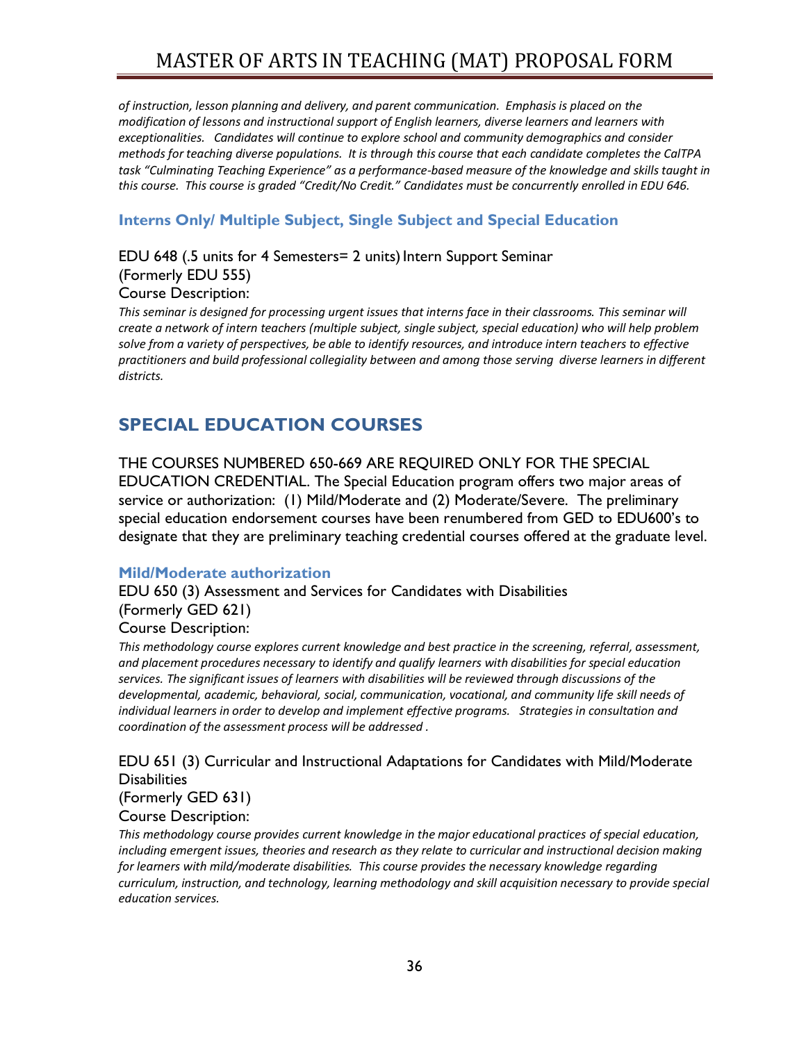*of instruction, lesson planning and delivery, and parent communication. Emphasis is placed on the modification of lessons and instructional support of English learners, diverse learners and learners with exceptionalities. Candidates will continue to explore school and community demographics and consider methods for teaching diverse populations. It is through this course that each candidate completes the CalTPA task "Culminating Teaching Experience" as a performance-based measure of the knowledge and skills taught in this course. This course is graded "Credit/No Credit." Candidates must be concurrently enrolled in EDU 646.*

### Interns Only/ Multiple Subject, Single Subject and Special Education

EDU 648 (.5 units for 4 Semesters= 2 units) Intern Support Seminar
(Formerly EDU 555)
Course Description:

*This seminar is designed for processing urgent issues that interns face in their classrooms. This seminar will create a network of intern teachers (multiple subject, single subject, special education) who will help problem solve from a variety of perspectives, be able to identify resources, and introduce intern teachers to effective practitioners and build professional collegiality between and among those serving diverse learners in different districts.*

## SPECIAL EDUCATION COURSES

THE COURSES NUMBERED 650-669 ARE REQUIRED ONLY FOR THE SPECIAL EDUCATION CREDENTIAL. The Special Education program offers two major areas of service or authorization: (1) Mild/Moderate and (2) Moderate/Severe. The preliminary special education endorsement courses have been renumbered from GED to EDU600's to designate that they are preliminary teaching credential courses offered at the graduate level.

### Mild/Moderate authorization

EDU 650 (3) Assessment and Services for Candidates with Disabilities
(Formerly GED 621)
Course Description:

*This methodology course explores current knowledge and best practice in the screening, referral, assessment, and placement procedures necessary to identify and qualify learners with disabilities for special education services. The significant issues of learners with disabilities will be reviewed through discussions of the developmental, academic, behavioral, social, communication, vocational, and community life skill needs of individual learners in order to develop and implement effective programs. Strategies in consultation and coordination of the assessment process will be addressed .*

EDU 651 (3) Curricular and Instructional Adaptations for Candidates with Mild/Moderate Disabilities
(Formerly GED 631)
Course Description:

*This methodology course provides current knowledge in the major educational practices of special education, including emergent issues, theories and research as they relate to curricular and instructional decision making for learners with mild/moderate disabilities. This course provides the necessary knowledge regarding curriculum, instruction, and technology, learning methodology and skill acquisition necessary to provide special education services.*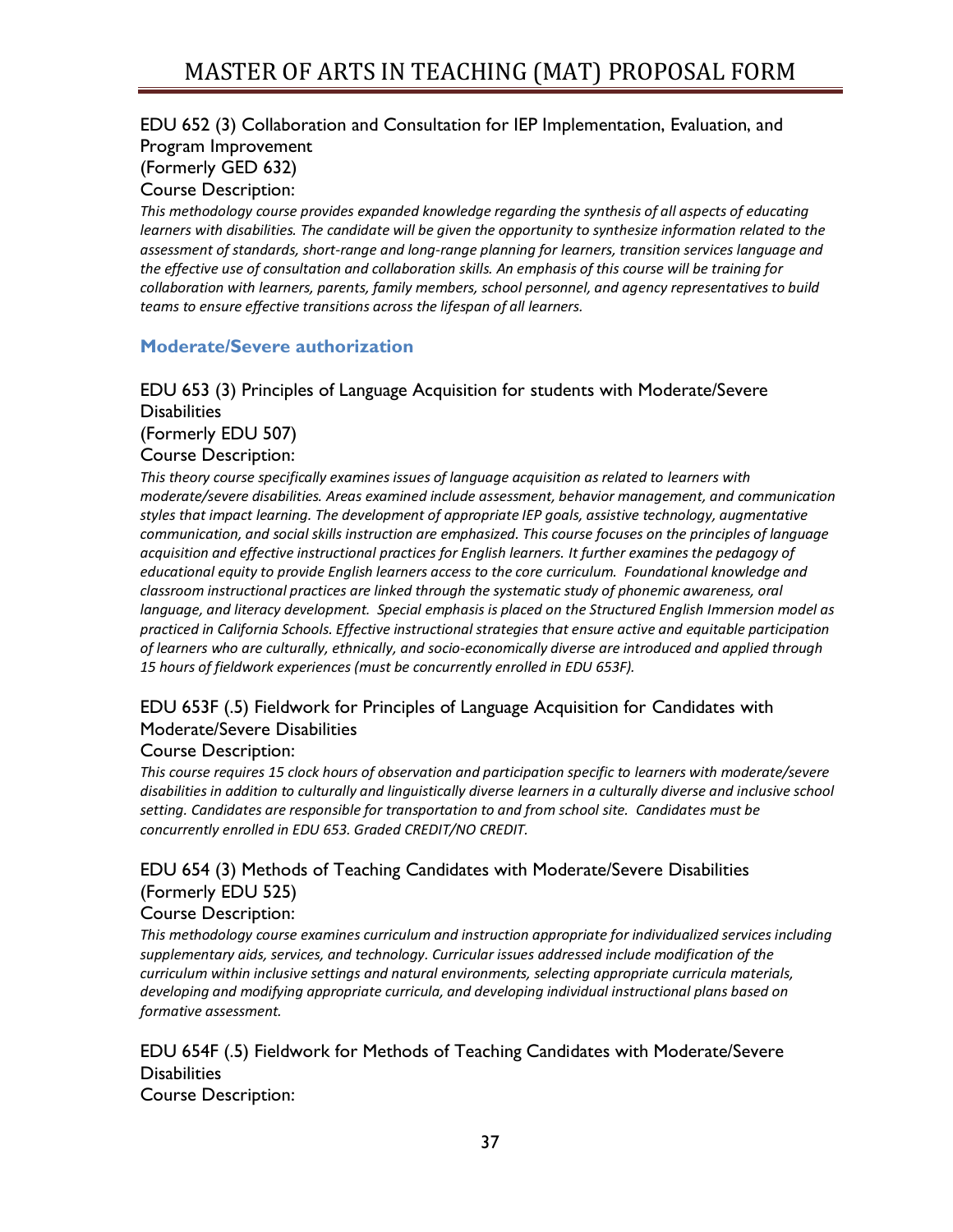EDU 652 (3) Collaboration and Consultation for IEP Implementation, Evaluation, and Program Improvement
(Formerly GED 632)
Course Description:

*This methodology course provides expanded knowledge regarding the synthesis of all aspects of educating learners with disabilities. The candidate will be given the opportunity to synthesize information related to the assessment of standards, short-range and long-range planning for learners, transition services language and the effective use of consultation and collaboration skills. An emphasis of this course will be training for collaboration with learners, parents, family members, school personnel, and agency representatives to build teams to ensure effective transitions across the lifespan of all learners.*

### Moderate/Severe authorization

EDU 653 (3) Principles of Language Acquisition for students with Moderate/Severe Disabilities
(Formerly EDU 507)
Course Description:

*This theory course specifically examines issues of language acquisition as related to learners with moderate/severe disabilities. Areas examined include assessment, behavior management, and communication styles that impact learning. The development of appropriate IEP goals, assistive technology, augmentative communication, and social skills instruction are emphasized. This course focuses on the principles of language acquisition and effective instructional practices for English learners. It further examines the pedagogy of educational equity to provide English learners access to the core curriculum. Foundational knowledge and classroom instructional practices are linked through the systematic study of phonemic awareness, oral language, and literacy development. Special emphasis is placed on the Structured English Immersion model as practiced in California Schools. Effective instructional strategies that ensure active and equitable participation of learners who are culturally, ethnically, and socio-economically diverse are introduced and applied through 15 hours of fieldwork experiences (must be concurrently enrolled in EDU 653F).*

EDU 653F (.5) Fieldwork for Principles of Language Acquisition for Candidates with Moderate/Severe Disabilities
Course Description:

*This course requires 15 clock hours of observation and participation specific to learners with moderate/severe disabilities in addition to culturally and linguistically diverse learners in a culturally diverse and inclusive school setting. Candidates are responsible for transportation to and from school site. Candidates must be concurrently enrolled in EDU 653. Graded CREDIT/NO CREDIT.*

EDU 654 (3) Methods of Teaching Candidates with Moderate/Severe Disabilities
(Formerly EDU 525)
Course Description:

*This methodology course examines curriculum and instruction appropriate for individualized services including supplementary aids, services, and technology. Curricular issues addressed include modification of the curriculum within inclusive settings and natural environments, selecting appropriate curricula materials, developing and modifying appropriate curricula, and developing individual instructional plans based on formative assessment.*

EDU 654F (.5) Fieldwork for Methods of Teaching Candidates with Moderate/Severe Disabilities
Course Description: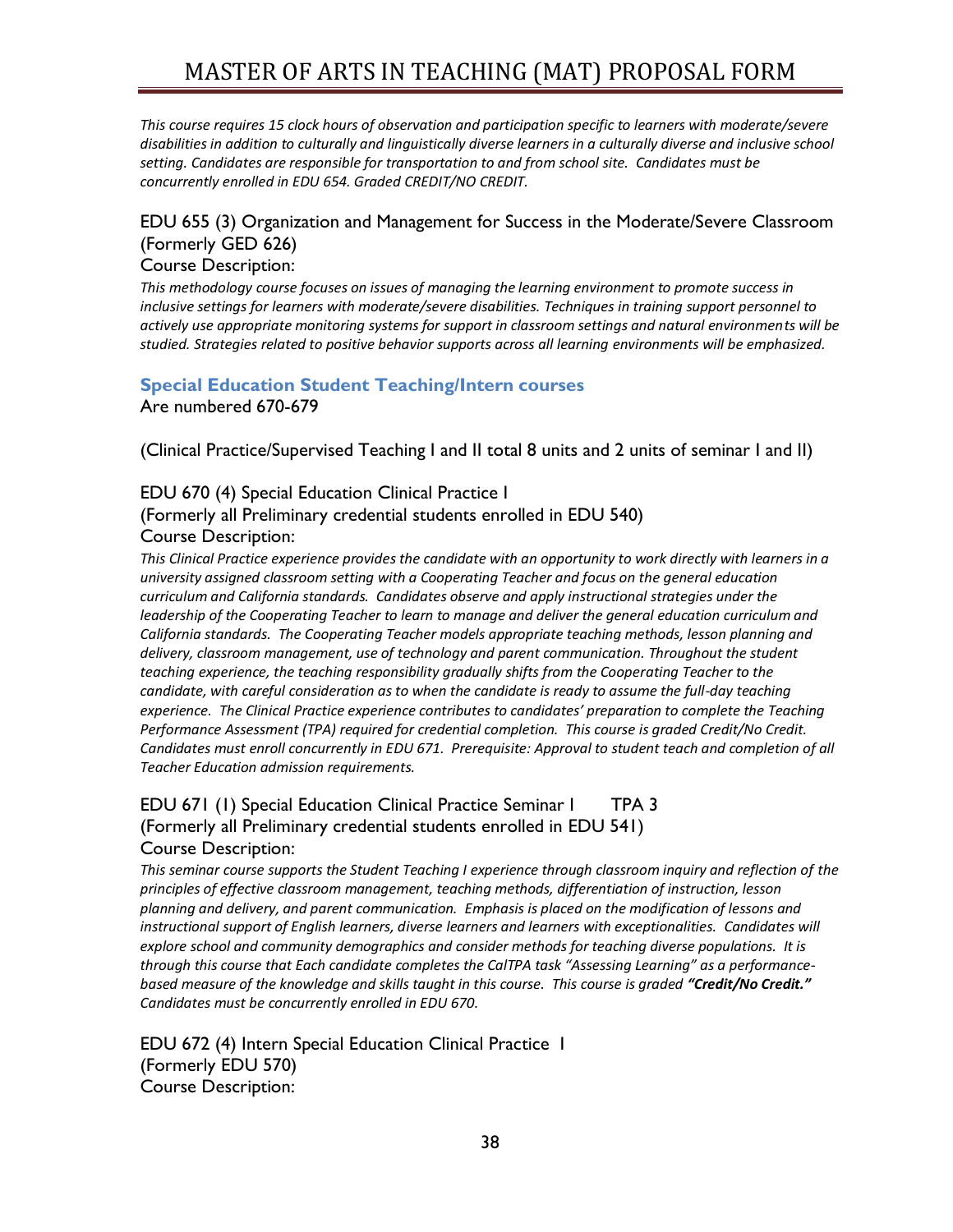*This course requires 15 clock hours of observation and participation specific to learners with moderate/severe disabilities in addition to culturally and linguistically diverse learners in a culturally diverse and inclusive school setting. Candidates are responsible for transportation to and from school site. Candidates must be concurrently enrolled in EDU 654. Graded CREDIT/NO CREDIT.*

EDU 655 (3) Organization and Management for Success in the Moderate/Severe Classroom (Formerly GED 626)

Course Description:

*This methodology course focuses on issues of managing the learning environment to promote success in inclusive settings for learners with moderate/severe disabilities. Techniques in training support personnel to actively use appropriate monitoring systems for support in classroom settings and natural environments will be studied. Strategies related to positive behavior supports across all learning environments will be emphasized.*

### Special Education Student Teaching/Intern courses

Are numbered 670-679

(Clinical Practice/Supervised Teaching I and II total 8 units and 2 units of seminar I and II)

EDU 670 (4) Special Education Clinical Practice I

(Formerly all Preliminary credential students enrolled in EDU 540)

Course Description:

*This Clinical Practice experience provides the candidate with an opportunity to work directly with learners in a university assigned classroom setting with a Cooperating Teacher and focus on the general education curriculum and California standards. Candidates observe and apply instructional strategies under the leadership of the Cooperating Teacher to learn to manage and deliver the general education curriculum and California standards. The Cooperating Teacher models appropriate teaching methods, lesson planning and delivery, classroom management, use of technology and parent communication. Throughout the student teaching experience, the teaching responsibility gradually shifts from the Cooperating Teacher to the candidate, with careful consideration as to when the candidate is ready to assume the full-day teaching experience. The Clinical Practice experience contributes to candidates' preparation to complete the Teaching Performance Assessment (TPA) required for credential completion. This course is graded Credit/No Credit. Candidates must enroll concurrently in EDU 671. Prerequisite: Approval to student teach and completion of all Teacher Education admission requirements.*

EDU 671 (1) Special Education Clinical Practice Seminar I TPA 3

(Formerly all Preliminary credential students enrolled in EDU 541)

Course Description:

*This seminar course supports the Student Teaching I experience through classroom inquiry and reflection of the principles of effective classroom management, teaching methods, differentiation of instruction, lesson planning and delivery, and parent communication. Emphasis is placed on the modification of lessons and instructional support of English learners, diverse learners and learners with exceptionalities. Candidates will explore school and community demographics and consider methods for teaching diverse populations. It is through this course that Each candidate completes the CalTPA task "Assessing Learning" as a performance-based measure of the knowledge and skills taught in this course. This course is graded **"Credit/No Credit."** Candidates must be concurrently enrolled in EDU 670.*

EDU 672 (4) Intern Special Education Clinical Practice I

(Formerly EDU 570)

Course Description: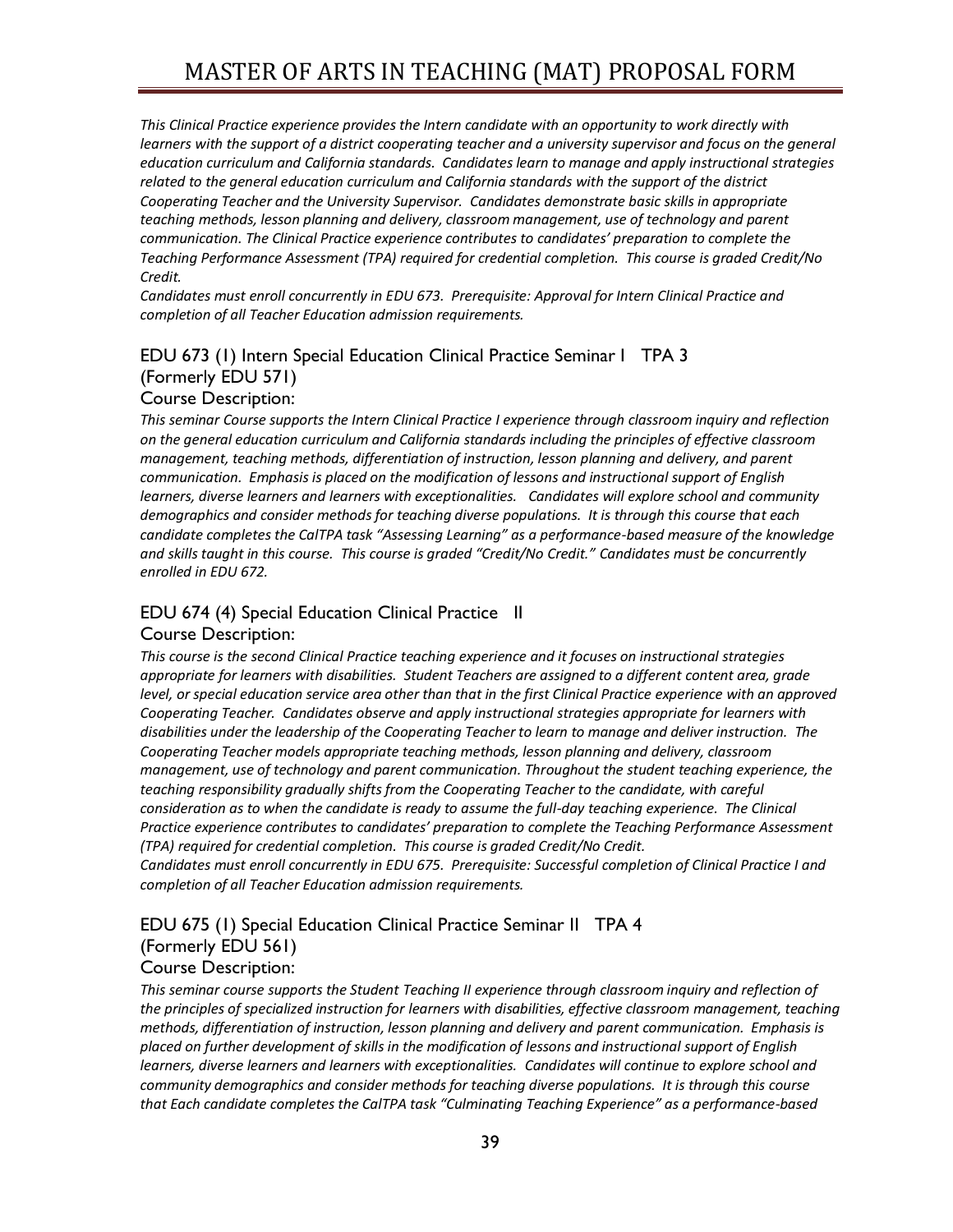*This Clinical Practice experience provides the Intern candidate with an opportunity to work directly with learners with the support of a district cooperating teacher and a university supervisor and focus on the general education curriculum and California standards. Candidates learn to manage and apply instructional strategies related to the general education curriculum and California standards with the support of the district Cooperating Teacher and the University Supervisor. Candidates demonstrate basic skills in appropriate teaching methods, lesson planning and delivery, classroom management, use of technology and parent communication. The Clinical Practice experience contributes to candidates' preparation to complete the Teaching Performance Assessment (TPA) required for credential completion. This course is graded Credit/No Credit.*
*Candidates must enroll concurrently in EDU 673. Prerequisite: Approval for Intern Clinical Practice and completion of all Teacher Education admission requirements.*

### EDU 673 (1) Intern Special Education Clinical Practice Seminar I TPA 3 (Formerly EDU 571)

Course Description:

*This seminar Course supports the Intern Clinical Practice I experience through classroom inquiry and reflection on the general education curriculum and California standards including the principles of effective classroom management, teaching methods, differentiation of instruction, lesson planning and delivery, and parent communication. Emphasis is placed on the modification of lessons and instructional support of English learners, diverse learners and learners with exceptionalities. Candidates will explore school and community demographics and consider methods for teaching diverse populations. It is through this course that each candidate completes the CalTPA task "Assessing Learning" as a performance-based measure of the knowledge and skills taught in this course. This course is graded "Credit/No Credit." Candidates must be concurrently enrolled in EDU 672.*

### EDU 674 (4) Special Education Clinical Practice II

Course Description:

*This course is the second Clinical Practice teaching experience and it focuses on instructional strategies appropriate for learners with disabilities. Student Teachers are assigned to a different content area, grade level, or special education service area other than that in the first Clinical Practice experience with an approved Cooperating Teacher. Candidates observe and apply instructional strategies appropriate for learners with disabilities under the leadership of the Cooperating Teacher to learn to manage and deliver instruction. The Cooperating Teacher models appropriate teaching methods, lesson planning and delivery, classroom management, use of technology and parent communication. Throughout the student teaching experience, the teaching responsibility gradually shifts from the Cooperating Teacher to the candidate, with careful consideration as to when the candidate is ready to assume the full-day teaching experience. The Clinical Practice experience contributes to candidates' preparation to complete the Teaching Performance Assessment (TPA) required for credential completion. This course is graded Credit/No Credit.*
*Candidates must enroll concurrently in EDU 675. Prerequisite: Successful completion of Clinical Practice I and completion of all Teacher Education admission requirements.*

### EDU 675 (1) Special Education Clinical Practice Seminar II TPA 4 (Formerly EDU 561)

Course Description:

*This seminar course supports the Student Teaching II experience through classroom inquiry and reflection of the principles of specialized instruction for learners with disabilities, effective classroom management, teaching methods, differentiation of instruction, lesson planning and delivery and parent communication. Emphasis is placed on further development of skills in the modification of lessons and instructional support of English learners, diverse learners and learners with exceptionalities. Candidates will continue to explore school and community demographics and consider methods for teaching diverse populations. It is through this course that Each candidate completes the CalTPA task "Culminating Teaching Experience" as a performance-based*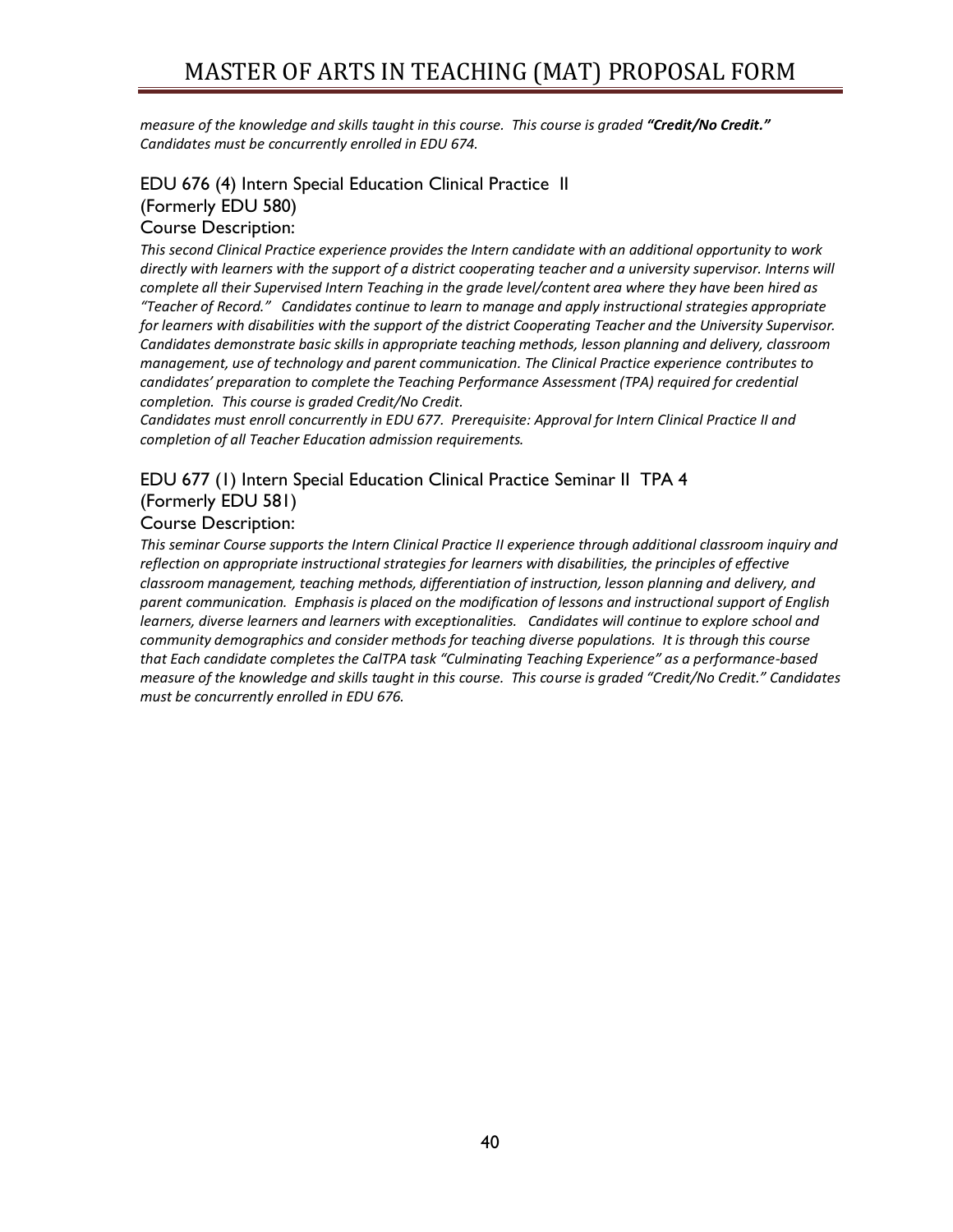*measure of the knowledge and skills taught in this course. This course is graded **"Credit/No Credit."** Candidates must be concurrently enrolled in EDU 674.*

### EDU 676 (4) Intern Special Education Clinical Practice II (Formerly EDU 580)

### Course Description:

*This second Clinical Practice experience provides the Intern candidate with an additional opportunity to work directly with learners with the support of a district cooperating teacher and a university supervisor. Interns will complete all their Supervised Intern Teaching in the grade level/content area where they have been hired as "Teacher of Record." Candidates continue to learn to manage and apply instructional strategies appropriate for learners with disabilities with the support of the district Cooperating Teacher and the University Supervisor. Candidates demonstrate basic skills in appropriate teaching methods, lesson planning and delivery, classroom management, use of technology and parent communication. The Clinical Practice experience contributes to candidates' preparation to complete the Teaching Performance Assessment (TPA) required for credential completion. This course is graded Credit/No Credit.*

*Candidates must enroll concurrently in EDU 677. Prerequisite: Approval for Intern Clinical Practice II and completion of all Teacher Education admission requirements.*

### EDU 677 (1) Intern Special Education Clinical Practice Seminar II TPA 4 (Formerly EDU 581)

### Course Description:

*This seminar Course supports the Intern Clinical Practice II experience through additional classroom inquiry and reflection on appropriate instructional strategies for learners with disabilities, the principles of effective classroom management, teaching methods, differentiation of instruction, lesson planning and delivery, and parent communication. Emphasis is placed on the modification of lessons and instructional support of English learners, diverse learners and learners with exceptionalities. Candidates will continue to explore school and community demographics and consider methods for teaching diverse populations. It is through this course that Each candidate completes the CalTPA task "Culminating Teaching Experience" as a performance-based measure of the knowledge and skills taught in this course. This course is graded "Credit/No Credit." Candidates must be concurrently enrolled in EDU 676.*